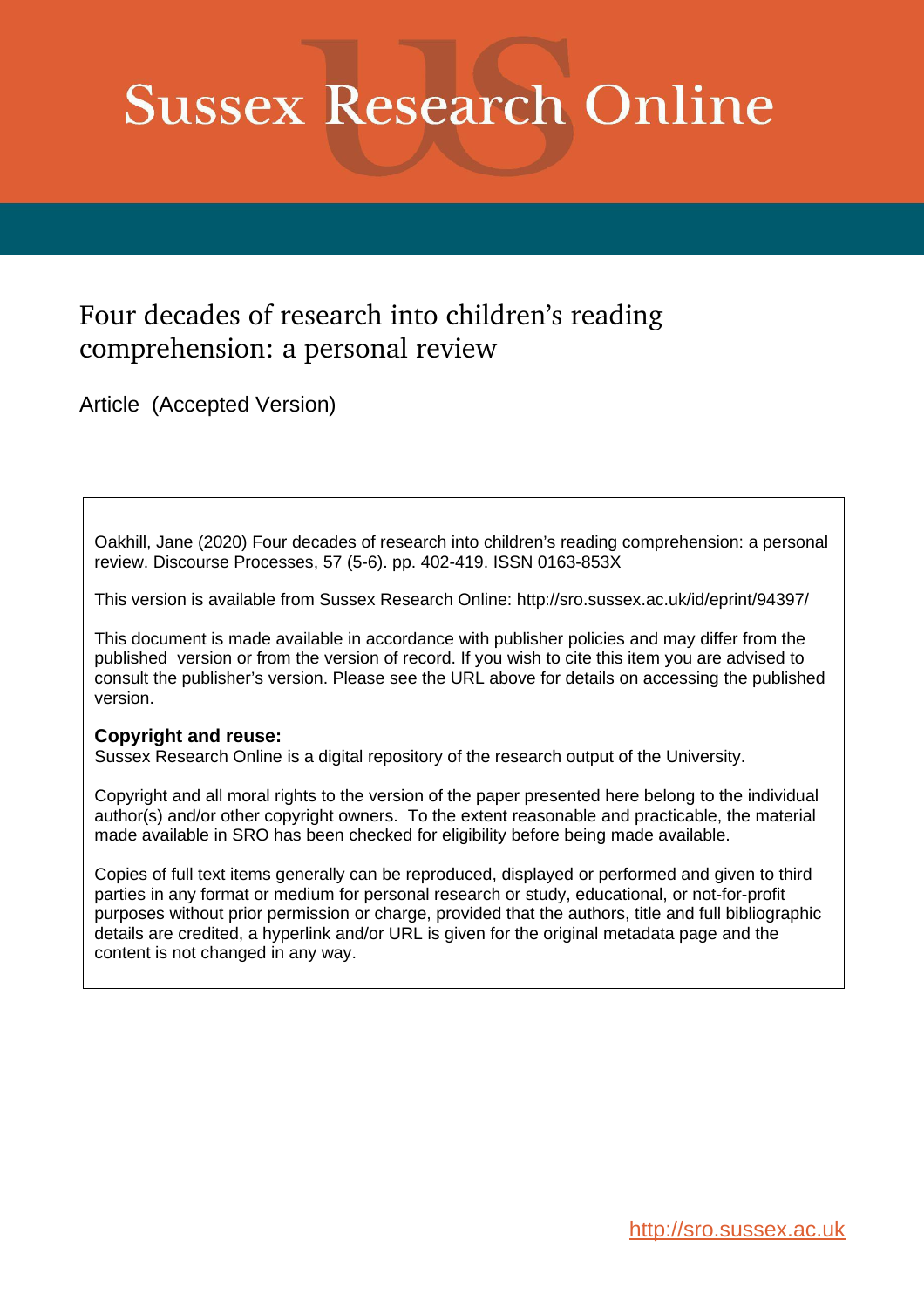# Sussex Research Online

## Four decades of research into children's reading comprehension: a personal review

Article (Accepted Version)

Oakhill, Jane (2020) Four decades of research into children's reading comprehension: a personal review. Discourse Processes, 57 (5-6). pp. 402-419. ISSN 0163-853X

This version is available from Sussex Research Online: http://sro.sussex.ac.uk/id/eprint/94397/

This document is made available in accordance with publisher policies and may differ from the published version or from the version of record. If you wish to cite this item you are advised to consult the publisher's version. Please see the URL above for details on accessing the published version.

**Copyright and reuse:**
Sussex Research Online is a digital repository of the research output of the University.

Copyright and all moral rights to the version of the paper presented here belong to the individual author(s) and/or other copyright owners. To the extent reasonable and practicable, the material made available in SRO has been checked for eligibility before being made available.

Copies of full text items generally can be reproduced, displayed or performed and given to third parties in any format or medium for personal research or study, educational, or not-for-profit purposes without prior permission or charge, provided that the authors, title and full bibliographic details are credited, a hyperlink and/or URL is given for the original metadata page and the content is not changed in any way.

http://sro.sussex.ac.uk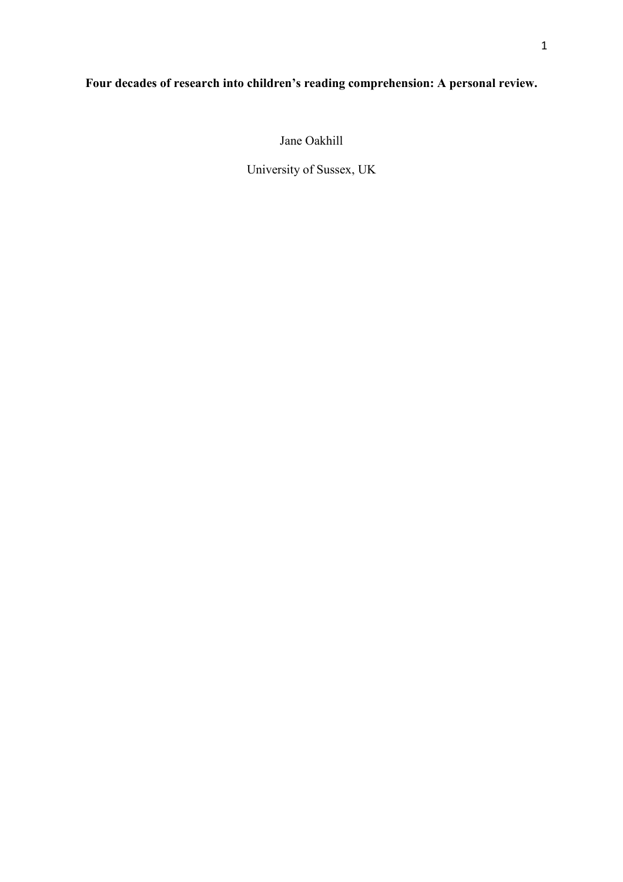**Four decades of research into children's reading comprehension: A personal review.**

Jane Oakhill

University of Sussex, UK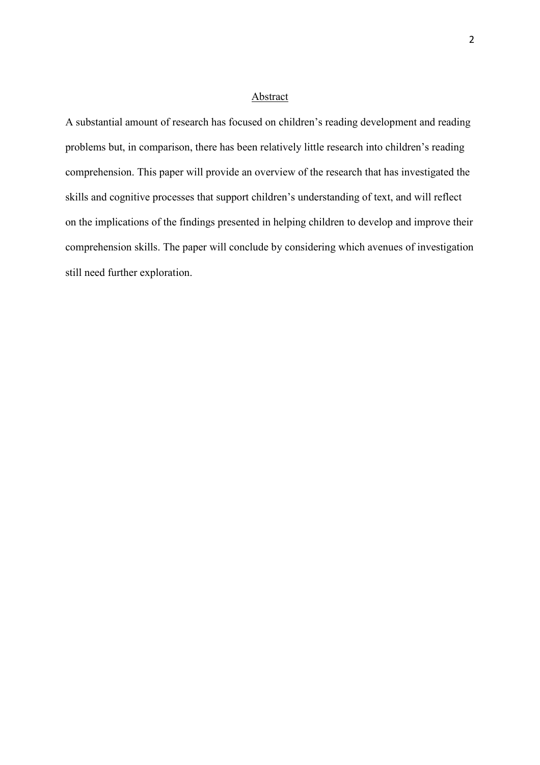## Abstract

A substantial amount of research has focused on children's reading development and reading problems but, in comparison, there has been relatively little research into children's reading comprehension. This paper will provide an overview of the research that has investigated the skills and cognitive processes that support children's understanding of text, and will reflect on the implications of the findings presented in helping children to develop and improve their comprehension skills. The paper will conclude by considering which avenues of investigation still need further exploration.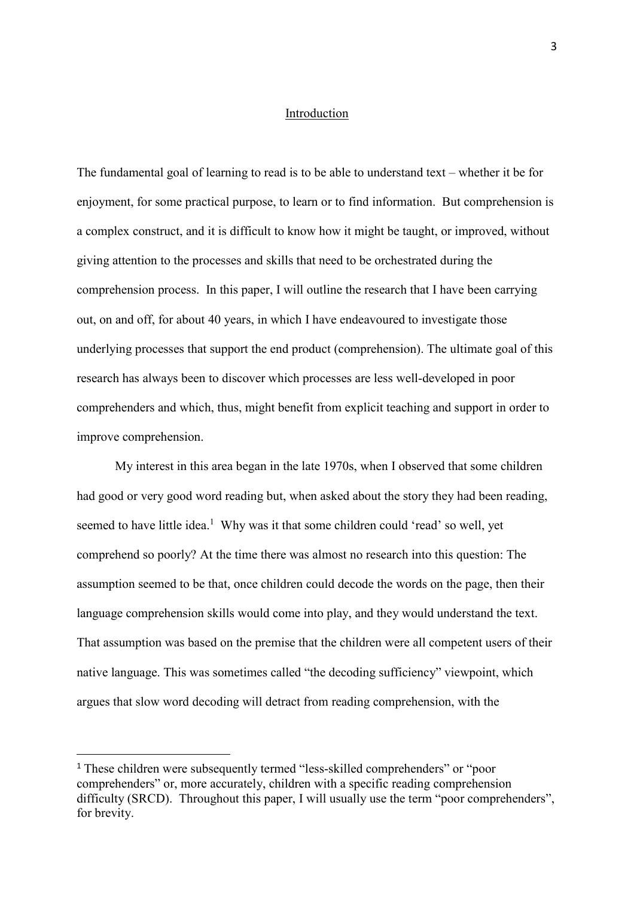# Introduction

The fundamental goal of learning to read is to be able to understand text – whether it be for enjoyment, for some practical purpose, to learn or to find information. But comprehension is a complex construct, and it is difficult to know how it might be taught, or improved, without giving attention to the processes and skills that need to be orchestrated during the comprehension process. In this paper, I will outline the research that I have been carrying out, on and off, for about 40 years, in which I have endeavoured to investigate those underlying processes that support the end product (comprehension). The ultimate goal of this research has always been to discover which processes are less well-developed in poor comprehenders and which, thus, might benefit from explicit teaching and support in order to improve comprehension.

My interest in this area began in the late 1970s, when I observed that some children had good or very good word reading but, when asked about the story they had been reading, seemed to have little idea.[1] Why was it that some children could 'read' so well, yet comprehend so poorly? At the time there was almost no research into this question: The assumption seemed to be that, once children could decode the words on the page, then their language comprehension skills would come into play, and they would understand the text. That assumption was based on the premise that the children were all competent users of their native language. This was sometimes called "the decoding sufficiency" viewpoint, which argues that slow word decoding will detract from reading comprehension, with the

---

[1] These children were subsequently termed "less-skilled comprehenders" or "poor comprehenders" or, more accurately, children with a specific reading comprehension difficulty (SRCD). Throughout this paper, I will usually use the term "poor comprehenders", for brevity.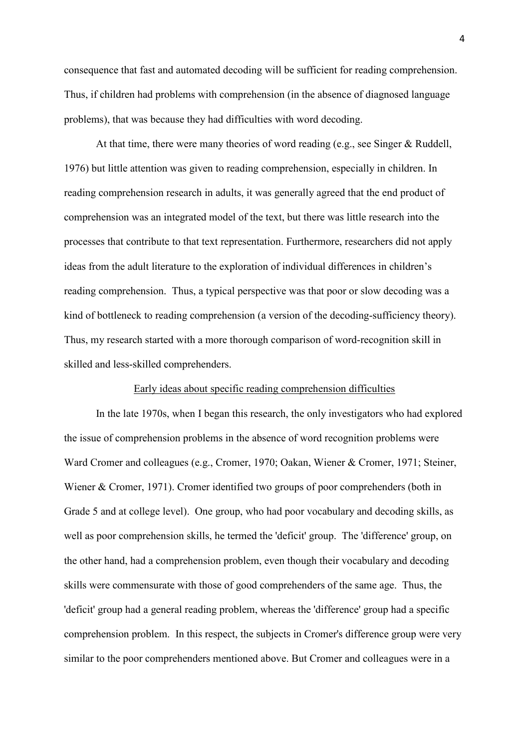consequence that fast and automated decoding will be sufficient for reading comprehension. Thus, if children had problems with comprehension (in the absence of diagnosed language problems), that was because they had difficulties with word decoding.

At that time, there were many theories of word reading (e.g., see Singer & Ruddell, 1976) but little attention was given to reading comprehension, especially in children. In reading comprehension research in adults, it was generally agreed that the end product of comprehension was an integrated model of the text, but there was little research into the processes that contribute to that text representation. Furthermore, researchers did not apply ideas from the adult literature to the exploration of individual differences in children's reading comprehension. Thus, a typical perspective was that poor or slow decoding was a kind of bottleneck to reading comprehension (a version of the decoding-sufficiency theory). Thus, my research started with a more thorough comparison of word-recognition skill in skilled and less-skilled comprehenders.

## Early ideas about specific reading comprehension difficulties

In the late 1970s, when I began this research, the only investigators who had explored the issue of comprehension problems in the absence of word recognition problems were Ward Cromer and colleagues (e.g., Cromer, 1970; Oakan, Wiener & Cromer, 1971; Steiner, Wiener & Cromer, 1971). Cromer identified two groups of poor comprehenders (both in Grade 5 and at college level). One group, who had poor vocabulary and decoding skills, as well as poor comprehension skills, he termed the 'deficit' group. The 'difference' group, on the other hand, had a comprehension problem, even though their vocabulary and decoding skills were commensurate with those of good comprehenders of the same age. Thus, the 'deficit' group had a general reading problem, whereas the 'difference' group had a specific comprehension problem. In this respect, the subjects in Cromer's difference group were very similar to the poor comprehenders mentioned above. But Cromer and colleagues were in a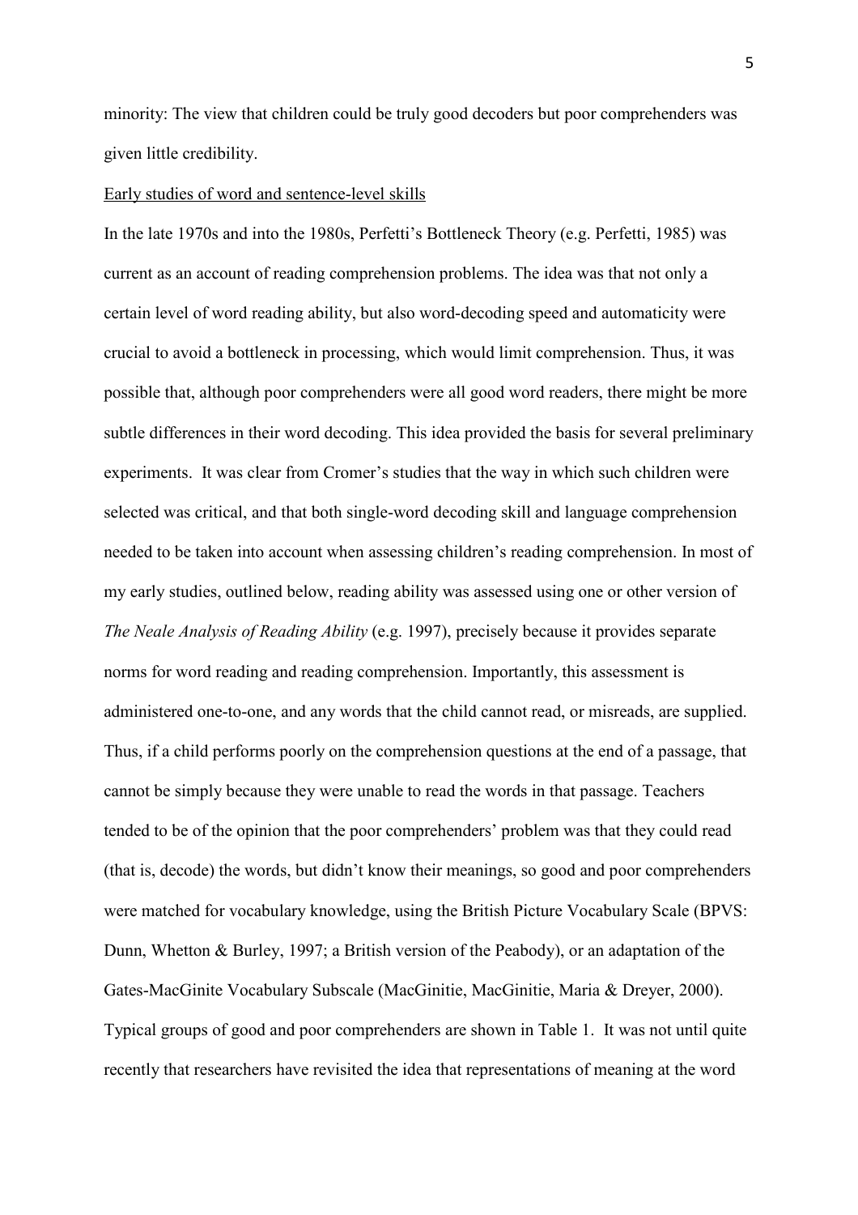minority: The view that children could be truly good decoders but poor comprehenders was given little credibility.

<u>Early studies of word and sentence-level skills</u>

In the late 1970s and into the 1980s, Perfetti's Bottleneck Theory (e.g. Perfetti, 1985) was current as an account of reading comprehension problems. The idea was that not only a certain level of word reading ability, but also word-decoding speed and automaticity were crucial to avoid a bottleneck in processing, which would limit comprehension. Thus, it was possible that, although poor comprehenders were all good word readers, there might be more subtle differences in their word decoding. This idea provided the basis for several preliminary experiments. It was clear from Cromer's studies that the way in which such children were selected was critical, and that both single-word decoding skill and language comprehension needed to be taken into account when assessing children's reading comprehension. In most of my early studies, outlined below, reading ability was assessed using one or other version of *The Neale Analysis of Reading Ability* (e.g. 1997), precisely because it provides separate norms for word reading and reading comprehension. Importantly, this assessment is administered one-to-one, and any words that the child cannot read, or misreads, are supplied. Thus, if a child performs poorly on the comprehension questions at the end of a passage, that cannot be simply because they were unable to read the words in that passage. Teachers tended to be of the opinion that the poor comprehenders' problem was that they could read (that is, decode) the words, but didn't know their meanings, so good and poor comprehenders were matched for vocabulary knowledge, using the British Picture Vocabulary Scale (BPVS: Dunn, Whetton & Burley, 1997; a British version of the Peabody), or an adaptation of the Gates-MacGinite Vocabulary Subscale (MacGinitie, MacGinitie, Maria & Dreyer, 2000). Typical groups of good and poor comprehenders are shown in Table 1. It was not until quite recently that researchers have revisited the idea that representations of meaning at the word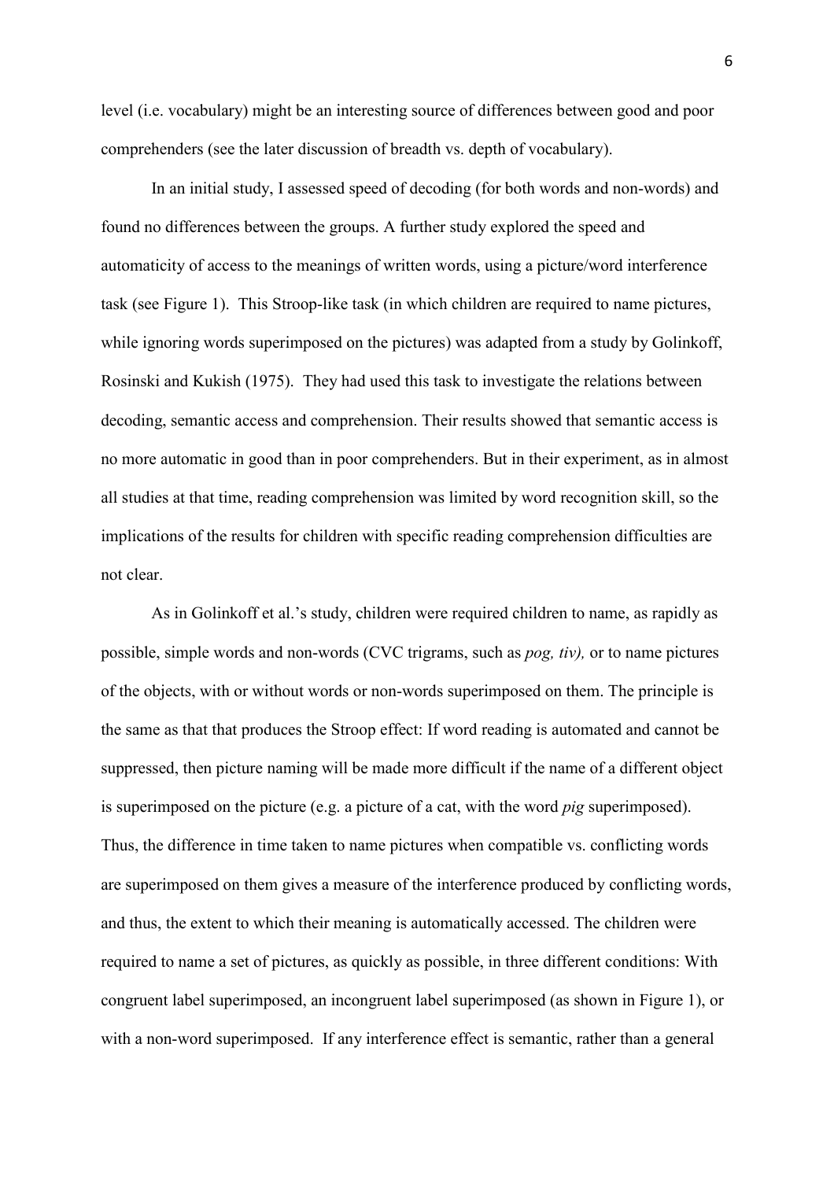level (i.e. vocabulary) might be an interesting source of differences between good and poor comprehenders (see the later discussion of breadth vs. depth of vocabulary).

In an initial study, I assessed speed of decoding (for both words and non-words) and found no differences between the groups. A further study explored the speed and automaticity of access to the meanings of written words, using a picture/word interference task (see Figure 1). This Stroop-like task (in which children are required to name pictures, while ignoring words superimposed on the pictures) was adapted from a study by Golinkoff, Rosinski and Kukish (1975). They had used this task to investigate the relations between decoding, semantic access and comprehension. Their results showed that semantic access is no more automatic in good than in poor comprehenders. But in their experiment, as in almost all studies at that time, reading comprehension was limited by word recognition skill, so the implications of the results for children with specific reading comprehension difficulties are not clear.

As in Golinkoff et al.'s study, children were required children to name, as rapidly as possible, simple words and non-words (CVC trigrams, such as *pog, tiv),* or to name pictures of the objects, with or without words or non-words superimposed on them. The principle is the same as that that produces the Stroop effect: If word reading is automated and cannot be suppressed, then picture naming will be made more difficult if the name of a different object is superimposed on the picture (e.g. a picture of a cat, with the word *pig* superimposed). Thus, the difference in time taken to name pictures when compatible vs. conflicting words are superimposed on them gives a measure of the interference produced by conflicting words, and thus, the extent to which their meaning is automatically accessed. The children were required to name a set of pictures, as quickly as possible, in three different conditions: With congruent label superimposed, an incongruent label superimposed (as shown in Figure 1), or with a non-word superimposed. If any interference effect is semantic, rather than a general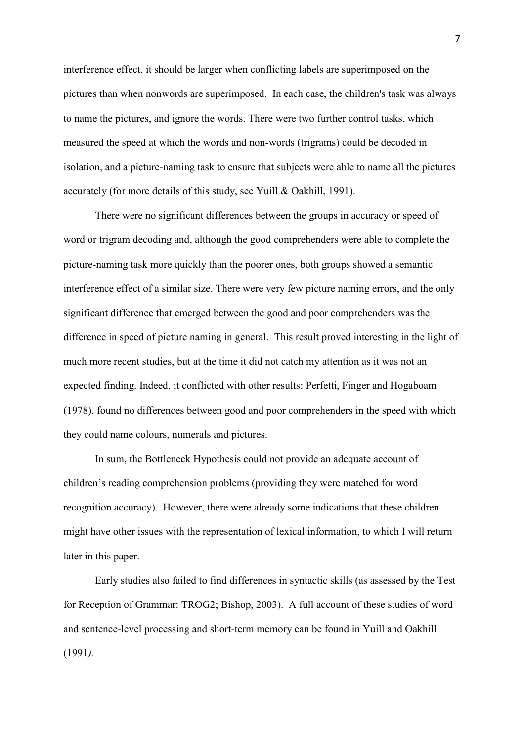interference effect, it should be larger when conflicting labels are superimposed on the pictures than when nonwords are superimposed. In each case, the children's task was always to name the pictures, and ignore the words. There were two further control tasks, which measured the speed at which the words and non-words (trigrams) could be decoded in isolation, and a picture-naming task to ensure that subjects were able to name all the pictures accurately (for more details of this study, see Yuill & Oakhill, 1991).

There were no significant differences between the groups in accuracy or speed of word or trigram decoding and, although the good comprehenders were able to complete the picture-naming task more quickly than the poorer ones, both groups showed a semantic interference effect of a similar size. There were very few picture naming errors, and the only significant difference that emerged between the good and poor comprehenders was the difference in speed of picture naming in general. This result proved interesting in the light of much more recent studies, but at the time it did not catch my attention as it was not an expected finding. Indeed, it conflicted with other results: Perfetti, Finger and Hogaboam (1978), found no differences between good and poor comprehenders in the speed with which they could name colours, numerals and pictures.

In sum, the Bottleneck Hypothesis could not provide an adequate account of children's reading comprehension problems (providing they were matched for word recognition accuracy). However, there were already some indications that these children might have other issues with the representation of lexical information, to which I will return later in this paper.

Early studies also failed to find differences in syntactic skills (as assessed by the Test for Reception of Grammar: TROG2; Bishop, 2003). A full account of these studies of word and sentence-level processing and short-term memory can be found in Yuill and Oakhill (1991*).*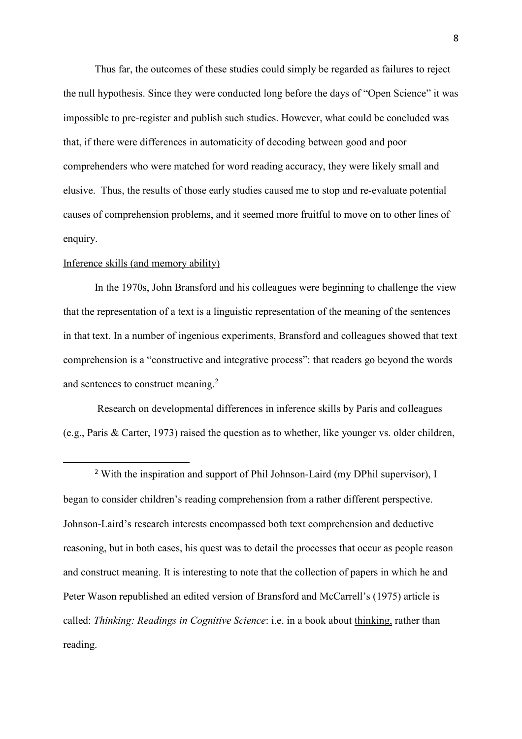Thus far, the outcomes of these studies could simply be regarded as failures to reject the null hypothesis. Since they were conducted long before the days of "Open Science" it was impossible to pre-register and publish such studies. However, what could be concluded was that, if there were differences in automaticity of decoding between good and poor comprehenders who were matched for word reading accuracy, they were likely small and elusive. Thus, the results of those early studies caused me to stop and re-evaluate potential causes of comprehension problems, and it seemed more fruitful to move on to other lines of enquiry.

Inference skills (and memory ability)

In the 1970s, John Bransford and his colleagues were beginning to challenge the view that the representation of a text is a linguistic representation of the meaning of the sentences in that text. In a number of ingenious experiments, Bransford and colleagues showed that text comprehension is a "constructive and integrative process": that readers go beyond the words and sentences to construct meaning.[2]

Research on developmental differences in inference skills by Paris and colleagues (e.g., Paris & Carter, 1973) raised the question as to whether, like younger vs. older children,

---

[2] With the inspiration and support of Phil Johnson-Laird (my DPhil supervisor), I began to consider children's reading comprehension from a rather different perspective. Johnson-Laird's research interests encompassed both text comprehension and deductive reasoning, but in both cases, his quest was to detail the processes that occur as people reason and construct meaning. It is interesting to note that the collection of papers in which he and Peter Wason republished an edited version of Bransford and McCarrell's (1975) article is called: *Thinking: Readings in Cognitive Science*: i.e. in a book about thinking, rather than reading.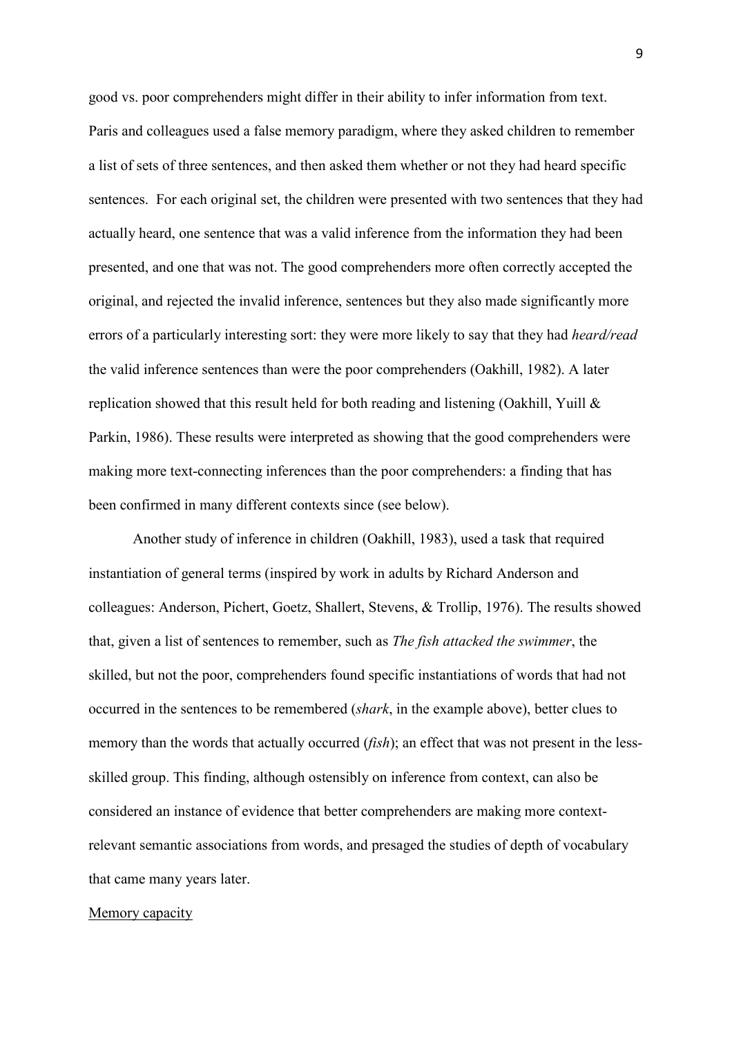good vs. poor comprehenders might differ in their ability to infer information from text. Paris and colleagues used a false memory paradigm, where they asked children to remember a list of sets of three sentences, and then asked them whether or not they had heard specific sentences. For each original set, the children were presented with two sentences that they had actually heard, one sentence that was a valid inference from the information they had been presented, and one that was not. The good comprehenders more often correctly accepted the original, and rejected the invalid inference, sentences but they also made significantly more errors of a particularly interesting sort: they were more likely to say that they had *heard/read* the valid inference sentences than were the poor comprehenders (Oakhill, 1982). A later replication showed that this result held for both reading and listening (Oakhill, Yuill & Parkin, 1986). These results were interpreted as showing that the good comprehenders were making more text-connecting inferences than the poor comprehenders: a finding that has been confirmed in many different contexts since (see below).

Another study of inference in children (Oakhill, 1983), used a task that required instantiation of general terms (inspired by work in adults by Richard Anderson and colleagues: Anderson, Pichert, Goetz, Shallert, Stevens, & Trollip, 1976). The results showed that, given a list of sentences to remember, such as *The fish attacked the swimmer*, the skilled, but not the poor, comprehenders found specific instantiations of words that had not occurred in the sentences to be remembered (*shark*, in the example above), better clues to memory than the words that actually occurred (*fish*); an effect that was not present in the less-skilled group. This finding, although ostensibly on inference from context, can also be considered an instance of evidence that better comprehenders are making more context-relevant semantic associations from words, and presaged the studies of depth of vocabulary that came many years later.

Memory capacity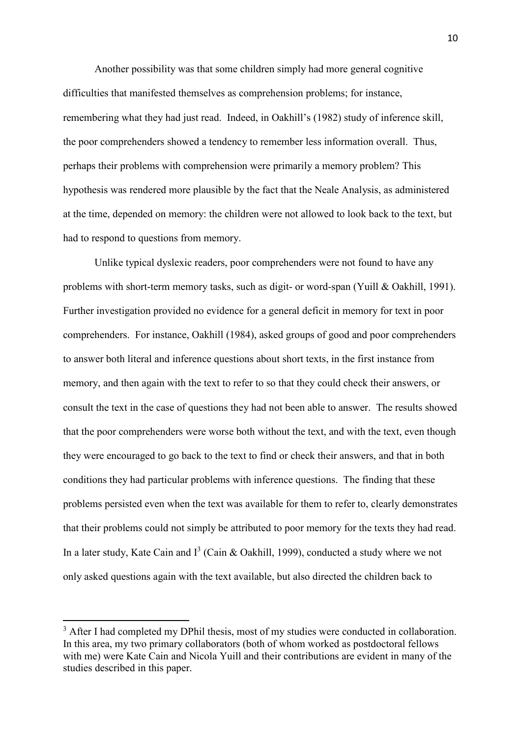Another possibility was that some children simply had more general cognitive difficulties that manifested themselves as comprehension problems; for instance, remembering what they had just read. Indeed, in Oakhill's (1982) study of inference skill, the poor comprehenders showed a tendency to remember less information overall. Thus, perhaps their problems with comprehension were primarily a memory problem? This hypothesis was rendered more plausible by the fact that the Neale Analysis, as administered at the time, depended on memory: the children were not allowed to look back to the text, but had to respond to questions from memory.

Unlike typical dyslexic readers, poor comprehenders were not found to have any problems with short-term memory tasks, such as digit- or word-span (Yuill & Oakhill, 1991). Further investigation provided no evidence for a general deficit in memory for text in poor comprehenders. For instance, Oakhill (1984), asked groups of good and poor comprehenders to answer both literal and inference questions about short texts, in the first instance from memory, and then again with the text to refer to so that they could check their answers, or consult the text in the case of questions they had not been able to answer. The results showed that the poor comprehenders were worse both without the text, and with the text, even though they were encouraged to go back to the text to find or check their answers, and that in both conditions they had particular problems with inference questions. The finding that these problems persisted even when the text was available for them to refer to, clearly demonstrates that their problems could not simply be attributed to poor memory for the texts they had read. In a later study, Kate Cain and I[3] (Cain & Oakhill, 1999), conducted a study where we not only asked questions again with the text available, but also directed the children back to

[3] After I had completed my DPhil thesis, most of my studies were conducted in collaboration. In this area, my two primary collaborators (both of whom worked as postdoctoral fellows with me) were Kate Cain and Nicola Yuill and their contributions are evident in many of the studies described in this paper.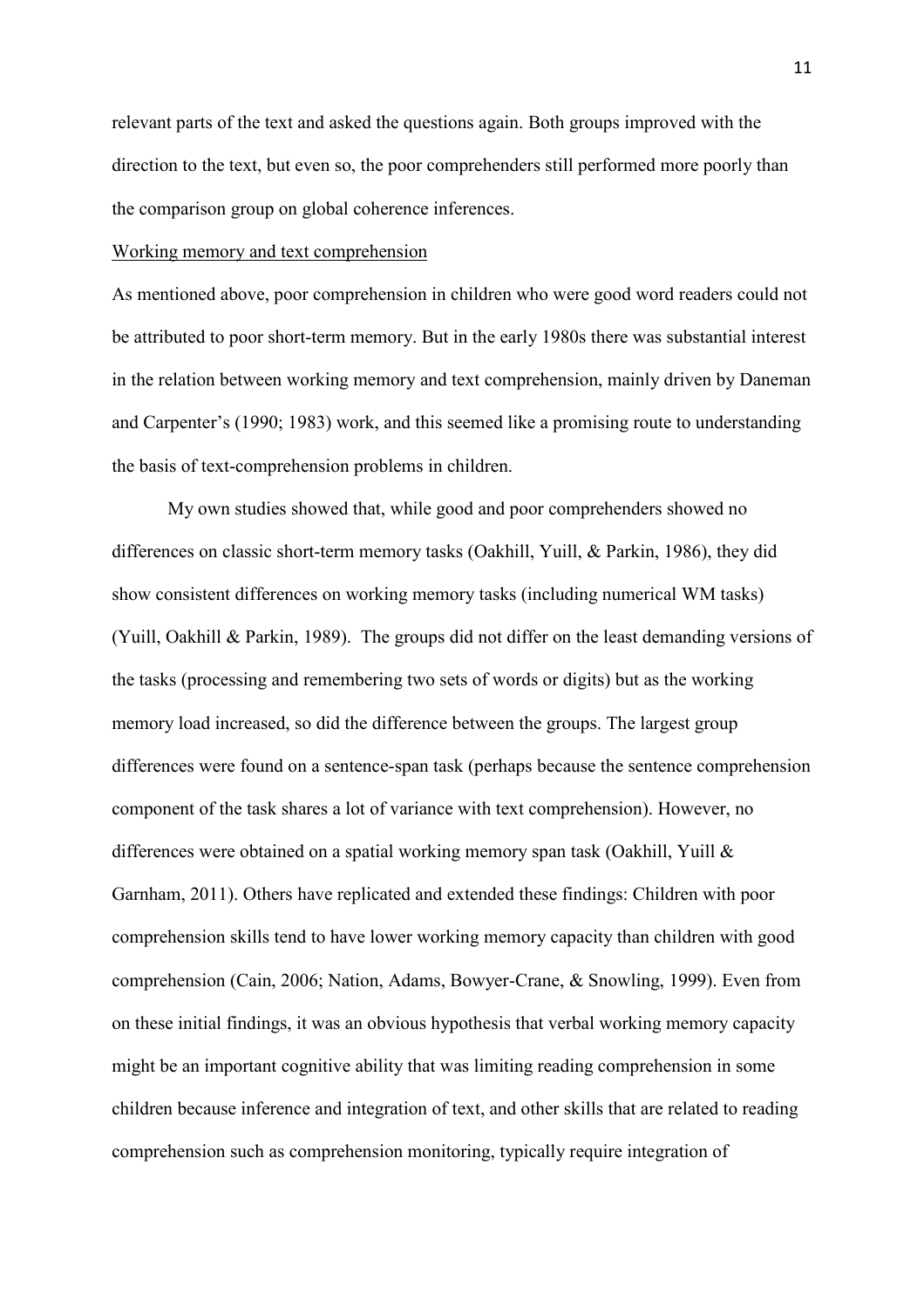relevant parts of the text and asked the questions again. Both groups improved with the direction to the text, but even so, the poor comprehenders still performed more poorly than the comparison group on global coherence inferences.

Working memory and text comprehension

As mentioned above, poor comprehension in children who were good word readers could not be attributed to poor short-term memory. But in the early 1980s there was substantial interest in the relation between working memory and text comprehension, mainly driven by Daneman and Carpenter's (1990; 1983) work, and this seemed like a promising route to understanding the basis of text-comprehension problems in children.

My own studies showed that, while good and poor comprehenders showed no differences on classic short-term memory tasks (Oakhill, Yuill, & Parkin, 1986), they did show consistent differences on working memory tasks (including numerical WM tasks) (Yuill, Oakhill & Parkin, 1989). The groups did not differ on the least demanding versions of the tasks (processing and remembering two sets of words or digits) but as the working memory load increased, so did the difference between the groups. The largest group differences were found on a sentence-span task (perhaps because the sentence comprehension component of the task shares a lot of variance with text comprehension). However, no differences were obtained on a spatial working memory span task (Oakhill, Yuill & Garnham, 2011). Others have replicated and extended these findings: Children with poor comprehension skills tend to have lower working memory capacity than children with good comprehension (Cain, 2006; Nation, Adams, Bowyer-Crane, & Snowling, 1999). Even from on these initial findings, it was an obvious hypothesis that verbal working memory capacity might be an important cognitive ability that was limiting reading comprehension in some children because inference and integration of text, and other skills that are related to reading comprehension such as comprehension monitoring, typically require integration of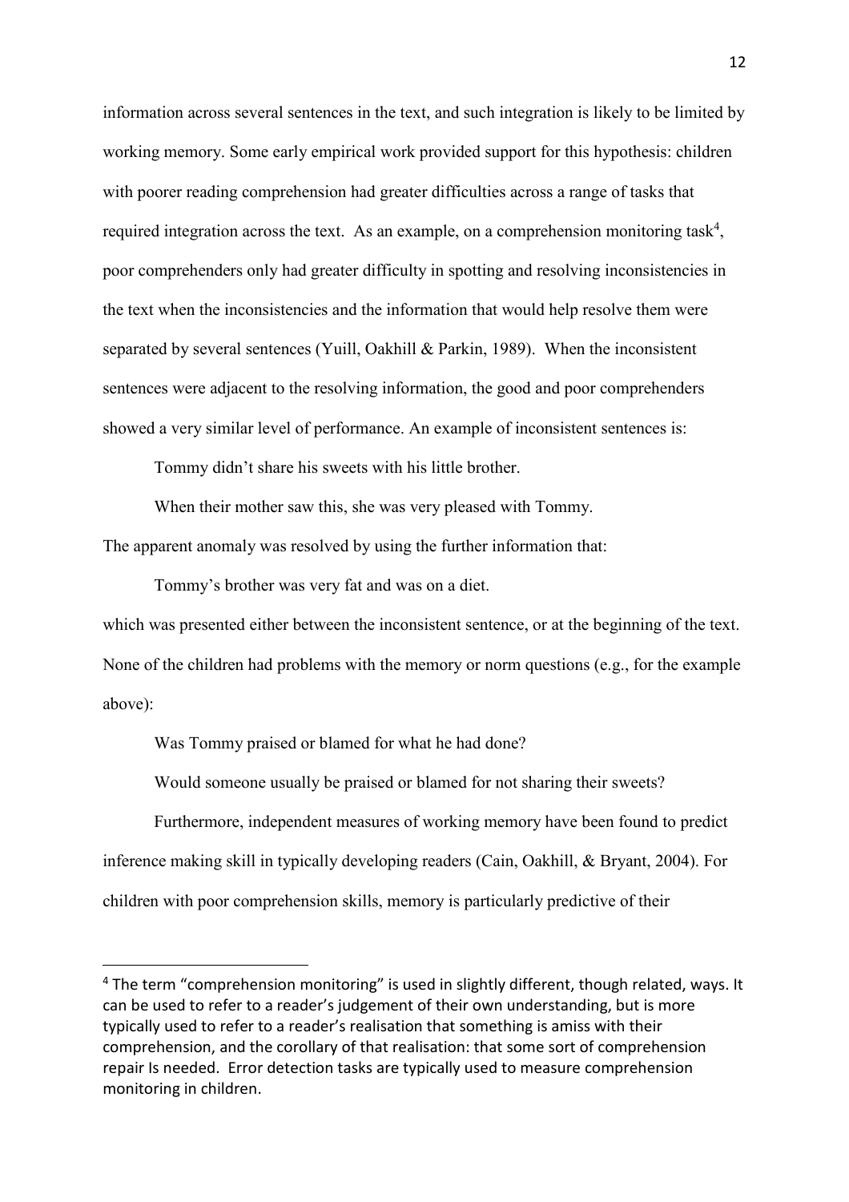information across several sentences in the text, and such integration is likely to be limited by working memory. Some early empirical work provided support for this hypothesis: children with poorer reading comprehension had greater difficulties across a range of tasks that required integration across the text. As an example, on a comprehension monitoring task[4], poor comprehenders only had greater difficulty in spotting and resolving inconsistencies in the text when the inconsistencies and the information that would help resolve them were separated by several sentences (Yuill, Oakhill & Parkin, 1989). When the inconsistent sentences were adjacent to the resolving information, the good and poor comprehenders showed a very similar level of performance. An example of inconsistent sentences is:

Tommy didn't share his sweets with his little brother.

When their mother saw this, she was very pleased with Tommy.

The apparent anomaly was resolved by using the further information that:

Tommy's brother was very fat and was on a diet.

which was presented either between the inconsistent sentence, or at the beginning of the text. None of the children had problems with the memory or norm questions (e.g., for the example above):

Was Tommy praised or blamed for what he had done?

Would someone usually be praised or blamed for not sharing their sweets?

Furthermore, independent measures of working memory have been found to predict inference making skill in typically developing readers (Cain, Oakhill, & Bryant, 2004). For children with poor comprehension skills, memory is particularly predictive of their

[4] The term "comprehension monitoring" is used in slightly different, though related, ways. It can be used to refer to a reader's judgement of their own understanding, but is more typically used to refer to a reader's realisation that something is amiss with their comprehension, and the corollary of that realisation: that some sort of comprehension repair Is needed. Error detection tasks are typically used to measure comprehension monitoring in children.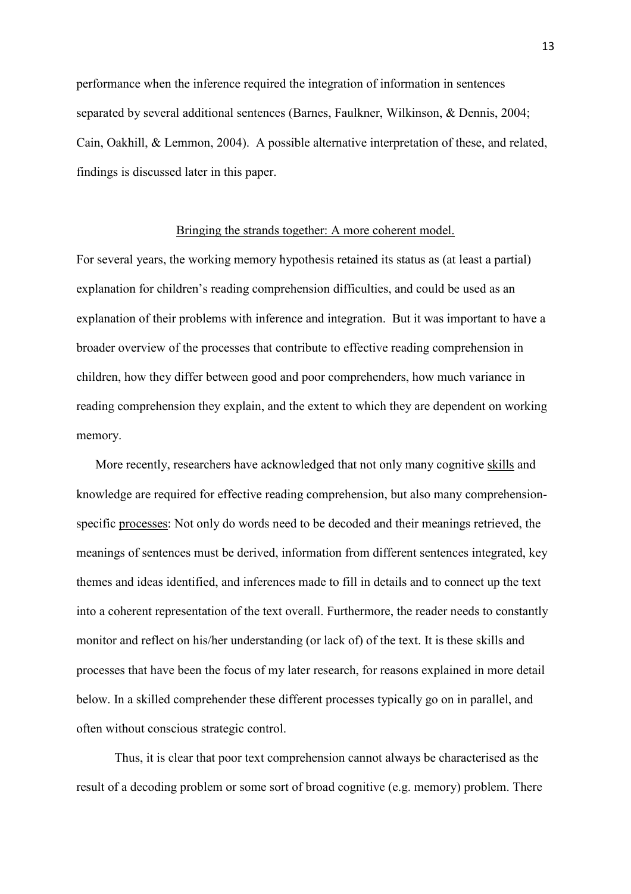performance when the inference required the integration of information in sentences separated by several additional sentences (Barnes, Faulkner, Wilkinson, & Dennis, 2004; Cain, Oakhill, & Lemmon, 2004). A possible alternative interpretation of these, and related, findings is discussed later in this paper.

## Bringing the strands together: A more coherent model.

For several years, the working memory hypothesis retained its status as (at least a partial) explanation for children's reading comprehension difficulties, and could be used as an explanation of their problems with inference and integration. But it was important to have a broader overview of the processes that contribute to effective reading comprehension in children, how they differ between good and poor comprehenders, how much variance in reading comprehension they explain, and the extent to which they are dependent on working memory.

More recently, researchers have acknowledged that not only many cognitive skills and knowledge are required for effective reading comprehension, but also many comprehension-specific processes: Not only do words need to be decoded and their meanings retrieved, the meanings of sentences must be derived, information from different sentences integrated, key themes and ideas identified, and inferences made to fill in details and to connect up the text into a coherent representation of the text overall. Furthermore, the reader needs to constantly monitor and reflect on his/her understanding (or lack of) of the text. It is these skills and processes that have been the focus of my later research, for reasons explained in more detail below. In a skilled comprehender these different processes typically go on in parallel, and often without conscious strategic control.

Thus, it is clear that poor text comprehension cannot always be characterised as the result of a decoding problem or some sort of broad cognitive (e.g. memory) problem. There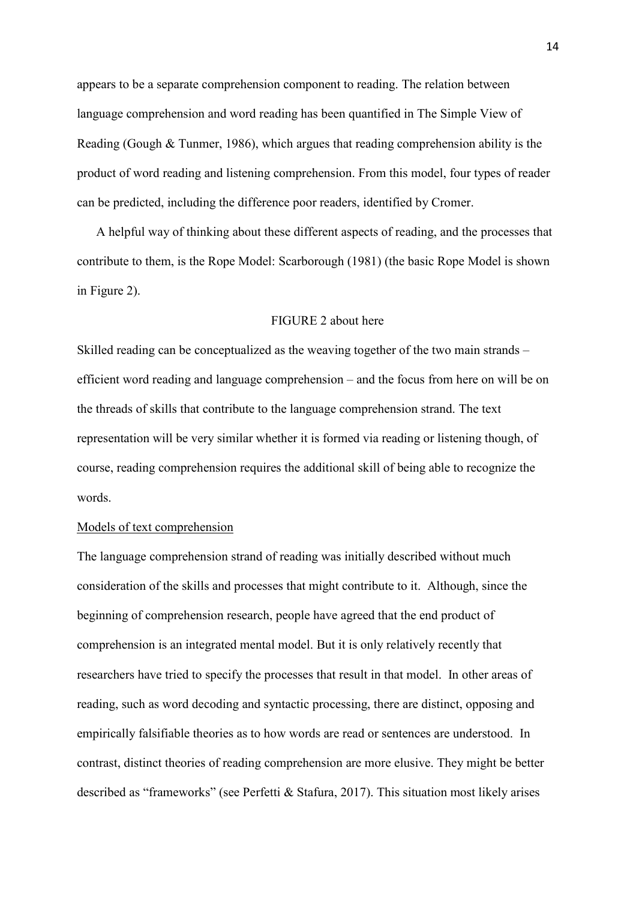appears to be a separate comprehension component to reading. The relation between language comprehension and word reading has been quantified in The Simple View of Reading (Gough & Tunmer, 1986), which argues that reading comprehension ability is the product of word reading and listening comprehension. From this model, four types of reader can be predicted, including the difference poor readers, identified by Cromer.

A helpful way of thinking about these different aspects of reading, and the processes that contribute to them, is the Rope Model: Scarborough (1981) (the basic Rope Model is shown in Figure 2).

FIGURE 2 about here

Skilled reading can be conceptualized as the weaving together of the two main strands – efficient word reading and language comprehension – and the focus from here on will be on the threads of skills that contribute to the language comprehension strand. The text representation will be very similar whether it is formed via reading or listening though, of course, reading comprehension requires the additional skill of being able to recognize the words.

Models of text comprehension

The language comprehension strand of reading was initially described without much consideration of the skills and processes that might contribute to it. Although, since the beginning of comprehension research, people have agreed that the end product of comprehension is an integrated mental model. But it is only relatively recently that researchers have tried to specify the processes that result in that model. In other areas of reading, such as word decoding and syntactic processing, there are distinct, opposing and empirically falsifiable theories as to how words are read or sentences are understood. In contrast, distinct theories of reading comprehension are more elusive. They might be better described as "frameworks" (see Perfetti & Stafura, 2017). This situation most likely arises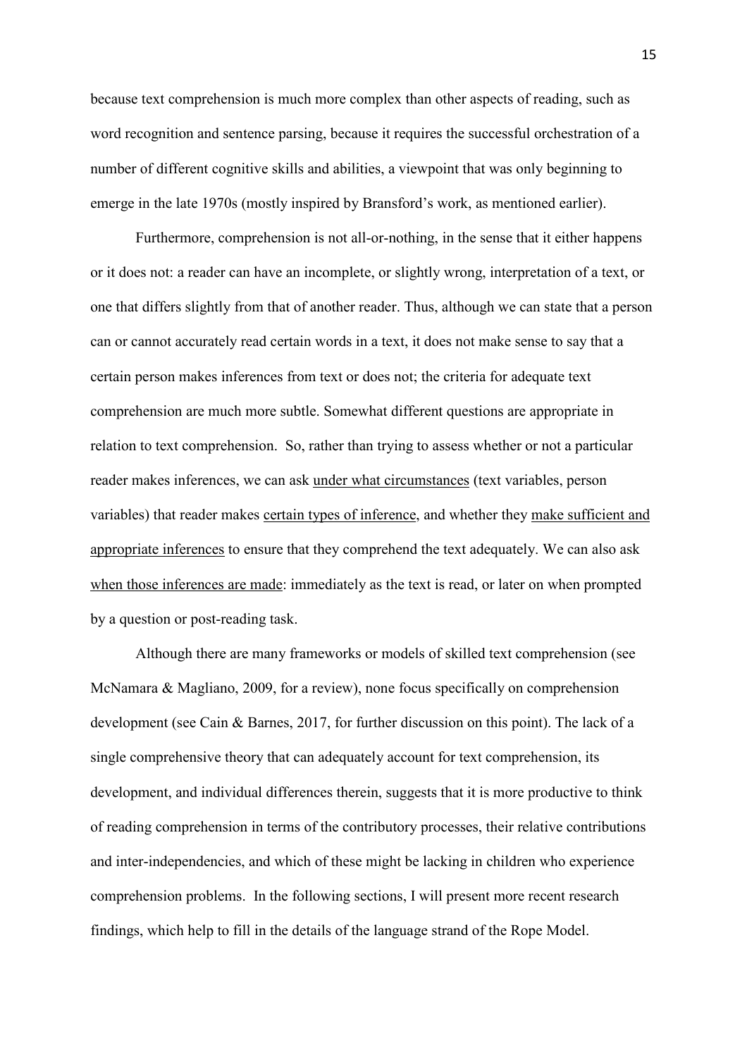because text comprehension is much more complex than other aspects of reading, such as word recognition and sentence parsing, because it requires the successful orchestration of a number of different cognitive skills and abilities, a viewpoint that was only beginning to emerge in the late 1970s (mostly inspired by Bransford's work, as mentioned earlier).

Furthermore, comprehension is not all-or-nothing, in the sense that it either happens or it does not: a reader can have an incomplete, or slightly wrong, interpretation of a text, or one that differs slightly from that of another reader. Thus, although we can state that a person can or cannot accurately read certain words in a text, it does not make sense to say that a certain person makes inferences from text or does not; the criteria for adequate text comprehension are much more subtle. Somewhat different questions are appropriate in relation to text comprehension. So, rather than trying to assess whether or not a particular reader makes inferences, we can ask <u>under what circumstances</u> (text variables, person variables) that reader makes <u>certain types of inference</u>, and whether they <u>make sufficient and appropriate inferences</u> to ensure that they comprehend the text adequately. We can also ask <u>when those inferences are made</u>: immediately as the text is read, or later on when prompted by a question or post-reading task.

Although there are many frameworks or models of skilled text comprehension (see McNamara & Magliano, 2009, for a review), none focus specifically on comprehension development (see Cain & Barnes, 2017, for further discussion on this point). The lack of a single comprehensive theory that can adequately account for text comprehension, its development, and individual differences therein, suggests that it is more productive to think of reading comprehension in terms of the contributory processes, their relative contributions and inter-independencies, and which of these might be lacking in children who experience comprehension problems. In the following sections, I will present more recent research findings, which help to fill in the details of the language strand of the Rope Model.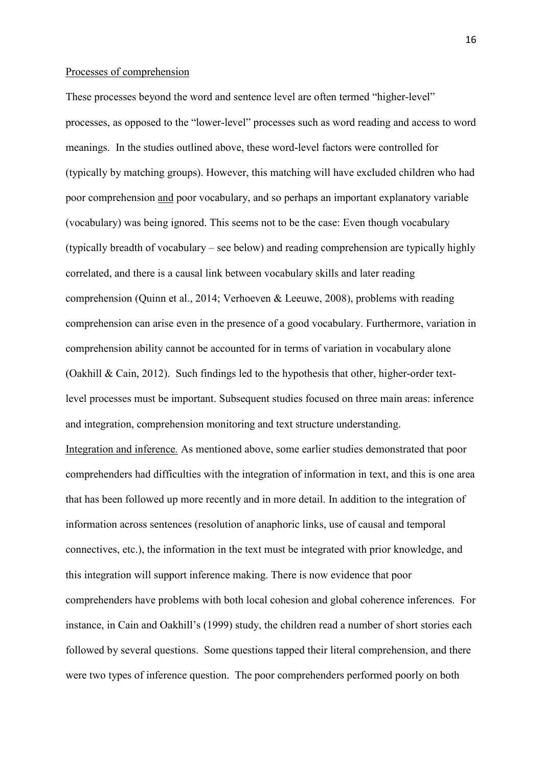Processes of comprehension

These processes beyond the word and sentence level are often termed "higher-level" processes, as opposed to the "lower-level" processes such as word reading and access to word meanings. In the studies outlined above, these word-level factors were controlled for (typically by matching groups). However, this matching will have excluded children who had poor comprehension and poor vocabulary, and so perhaps an important explanatory variable (vocabulary) was being ignored. This seems not to be the case: Even though vocabulary (typically breadth of vocabulary – see below) and reading comprehension are typically highly correlated, and there is a causal link between vocabulary skills and later reading comprehension (Quinn et al., 2014; Verhoeven & Leeuwe, 2008), problems with reading comprehension can arise even in the presence of a good vocabulary. Furthermore, variation in comprehension ability cannot be accounted for in terms of variation in vocabulary alone (Oakhill & Cain, 2012). Such findings led to the hypothesis that other, higher-order text-level processes must be important. Subsequent studies focused on three main areas: inference and integration, comprehension monitoring and text structure understanding.

Integration and inference. As mentioned above, some earlier studies demonstrated that poor comprehenders had difficulties with the integration of information in text, and this is one area that has been followed up more recently and in more detail. In addition to the integration of information across sentences (resolution of anaphoric links, use of causal and temporal connectives, etc.), the information in the text must be integrated with prior knowledge, and this integration will support inference making. There is now evidence that poor comprehenders have problems with both local cohesion and global coherence inferences. For instance, in Cain and Oakhill's (1999) study, the children read a number of short stories each followed by several questions. Some questions tapped their literal comprehension, and there were two types of inference question. The poor comprehenders performed poorly on both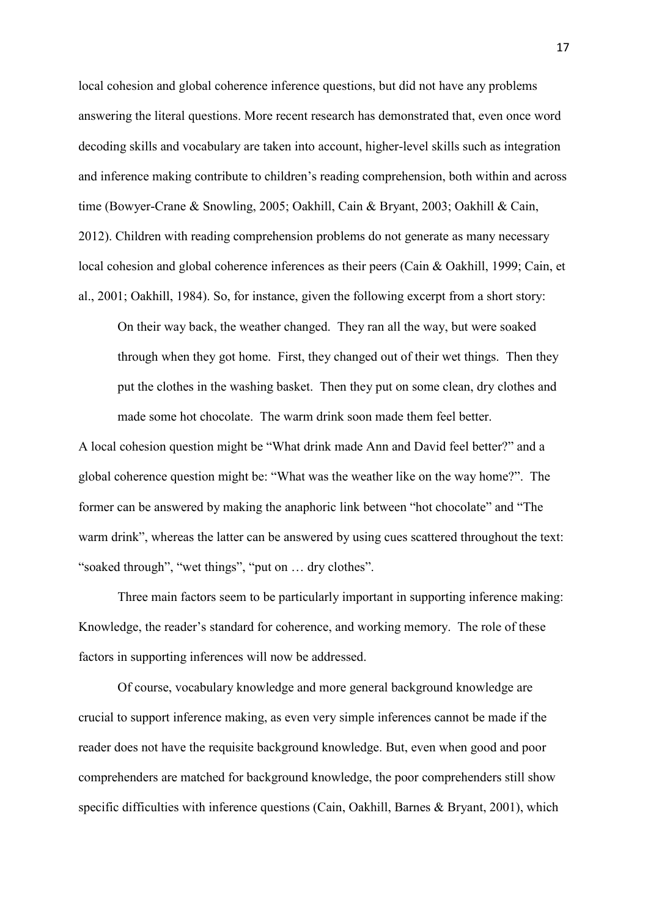local cohesion and global coherence inference questions, but did not have any problems answering the literal questions. More recent research has demonstrated that, even once word decoding skills and vocabulary are taken into account, higher-level skills such as integration and inference making contribute to children's reading comprehension, both within and across time (Bowyer-Crane & Snowling, 2005; Oakhill, Cain & Bryant, 2003; Oakhill & Cain, 2012). Children with reading comprehension problems do not generate as many necessary local cohesion and global coherence inferences as their peers (Cain & Oakhill, 1999; Cain, et al., 2001; Oakhill, 1984). So, for instance, given the following excerpt from a short story:

> On their way back, the weather changed. They ran all the way, but were soaked through when they got home. First, they changed out of their wet things. Then they put the clothes in the washing basket. Then they put on some clean, dry clothes and made some hot chocolate. The warm drink soon made them feel better.

A local cohesion question might be "What drink made Ann and David feel better?" and a global coherence question might be: "What was the weather like on the way home?". The former can be answered by making the anaphoric link between "hot chocolate" and "The warm drink", whereas the latter can be answered by using cues scattered throughout the text: "soaked through", "wet things", "put on … dry clothes".

Three main factors seem to be particularly important in supporting inference making: Knowledge, the reader's standard for coherence, and working memory. The role of these factors in supporting inferences will now be addressed.

Of course, vocabulary knowledge and more general background knowledge are crucial to support inference making, as even very simple inferences cannot be made if the reader does not have the requisite background knowledge. But, even when good and poor comprehenders are matched for background knowledge, the poor comprehenders still show specific difficulties with inference questions (Cain, Oakhill, Barnes & Bryant, 2001), which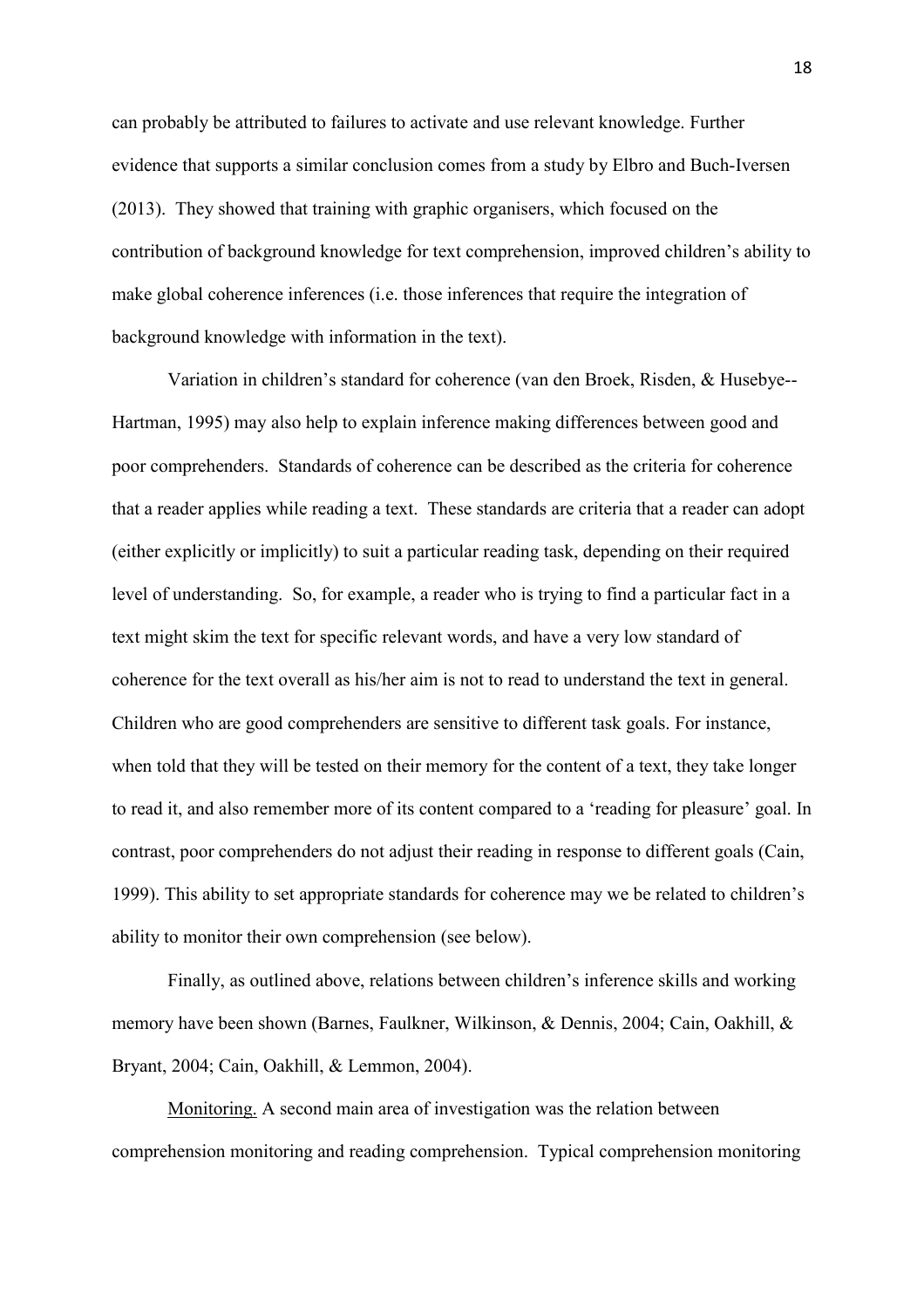can probably be attributed to failures to activate and use relevant knowledge. Further evidence that supports a similar conclusion comes from a study by Elbro and Buch-Iversen (2013). They showed that training with graphic organisers, which focused on the contribution of background knowledge for text comprehension, improved children's ability to make global coherence inferences (i.e. those inferences that require the integration of background knowledge with information in the text).

Variation in children's standard for coherence (van den Broek, Risden, & Husebye--Hartman, 1995) may also help to explain inference making differences between good and poor comprehenders. Standards of coherence can be described as the criteria for coherence that a reader applies while reading a text. These standards are criteria that a reader can adopt (either explicitly or implicitly) to suit a particular reading task, depending on their required level of understanding. So, for example, a reader who is trying to find a particular fact in a text might skim the text for specific relevant words, and have a very low standard of coherence for the text overall as his/her aim is not to read to understand the text in general. Children who are good comprehenders are sensitive to different task goals. For instance, when told that they will be tested on their memory for the content of a text, they take longer to read it, and also remember more of its content compared to a 'reading for pleasure' goal. In contrast, poor comprehenders do not adjust their reading in response to different goals (Cain, 1999). This ability to set appropriate standards for coherence may we be related to children's ability to monitor their own comprehension (see below).

Finally, as outlined above, relations between children's inference skills and working memory have been shown (Barnes, Faulkner, Wilkinson, & Dennis, 2004; Cain, Oakhill, & Bryant, 2004; Cain, Oakhill, & Lemmon, 2004).

Monitoring. A second main area of investigation was the relation between comprehension monitoring and reading comprehension. Typical comprehension monitoring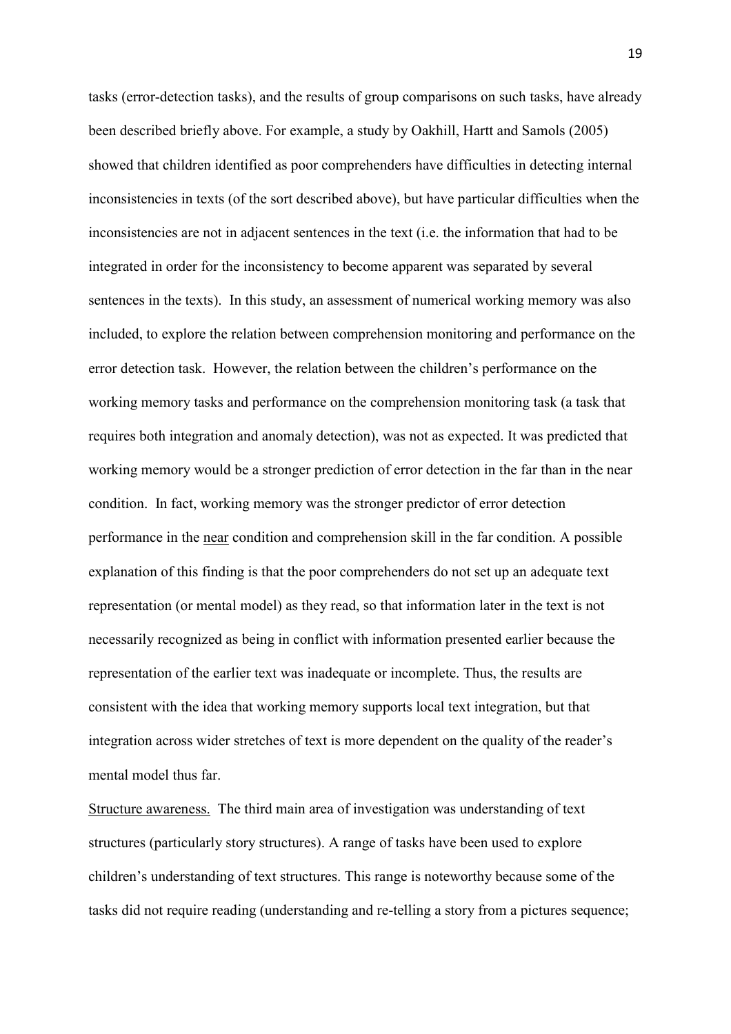tasks (error-detection tasks), and the results of group comparisons on such tasks, have already been described briefly above. For example, a study by Oakhill, Hartt and Samols (2005) showed that children identified as poor comprehenders have difficulties in detecting internal inconsistencies in texts (of the sort described above), but have particular difficulties when the inconsistencies are not in adjacent sentences in the text (i.e. the information that had to be integrated in order for the inconsistency to become apparent was separated by several sentences in the texts). In this study, an assessment of numerical working memory was also included, to explore the relation between comprehension monitoring and performance on the error detection task. However, the relation between the children's performance on the working memory tasks and performance on the comprehension monitoring task (a task that requires both integration and anomaly detection), was not as expected. It was predicted that working memory would be a stronger prediction of error detection in the far than in the near condition. In fact, working memory was the stronger predictor of error detection performance in the <u>near</u> condition and comprehension skill in the far condition. A possible explanation of this finding is that the poor comprehenders do not set up an adequate text representation (or mental model) as they read, so that information later in the text is not necessarily recognized as being in conflict with information presented earlier because the representation of the earlier text was inadequate or incomplete. Thus, the results are consistent with the idea that working memory supports local text integration, but that integration across wider stretches of text is more dependent on the quality of the reader's mental model thus far.

<u>Structure awareness.</u> The third main area of investigation was understanding of text structures (particularly story structures). A range of tasks have been used to explore children's understanding of text structures. This range is noteworthy because some of the tasks did not require reading (understanding and re-telling a story from a pictures sequence;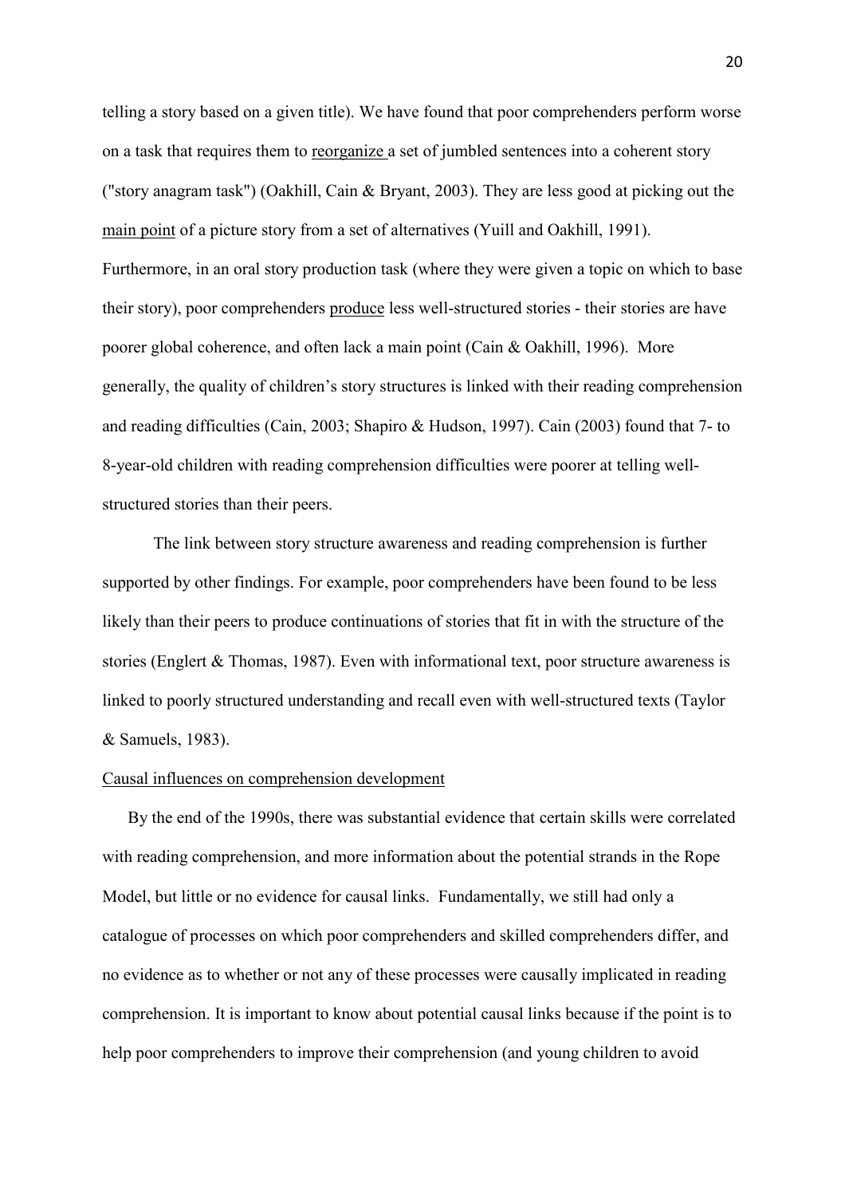telling a story based on a given title). We have found that poor comprehenders perform worse on a task that requires them to <u>reorganize</u> a set of jumbled sentences into a coherent story ("story anagram task") (Oakhill, Cain & Bryant, 2003). They are less good at picking out the <u>main point</u> of a picture story from a set of alternatives (Yuill and Oakhill, 1991). Furthermore, in an oral story production task (where they were given a topic on which to base their story), poor comprehenders <u>produce</u> less well-structured stories - their stories are have poorer global coherence, and often lack a main point (Cain & Oakhill, 1996). More generally, the quality of children's story structures is linked with their reading comprehension and reading difficulties (Cain, 2003; Shapiro & Hudson, 1997). Cain (2003) found that 7- to 8-year-old children with reading comprehension difficulties were poorer at telling well-structured stories than their peers.

The link between story structure awareness and reading comprehension is further supported by other findings. For example, poor comprehenders have been found to be less likely than their peers to produce continuations of stories that fit in with the structure of the stories (Englert & Thomas, 1987). Even with informational text, poor structure awareness is linked to poorly structured understanding and recall even with well-structured texts (Taylor & Samuels, 1983).

<u>Causal influences on comprehension development</u>

By the end of the 1990s, there was substantial evidence that certain skills were correlated with reading comprehension, and more information about the potential strands in the Rope Model, but little or no evidence for causal links. Fundamentally, we still had only a catalogue of processes on which poor comprehenders and skilled comprehenders differ, and no evidence as to whether or not any of these processes were causally implicated in reading comprehension. It is important to know about potential causal links because if the point is to help poor comprehenders to improve their comprehension (and young children to avoid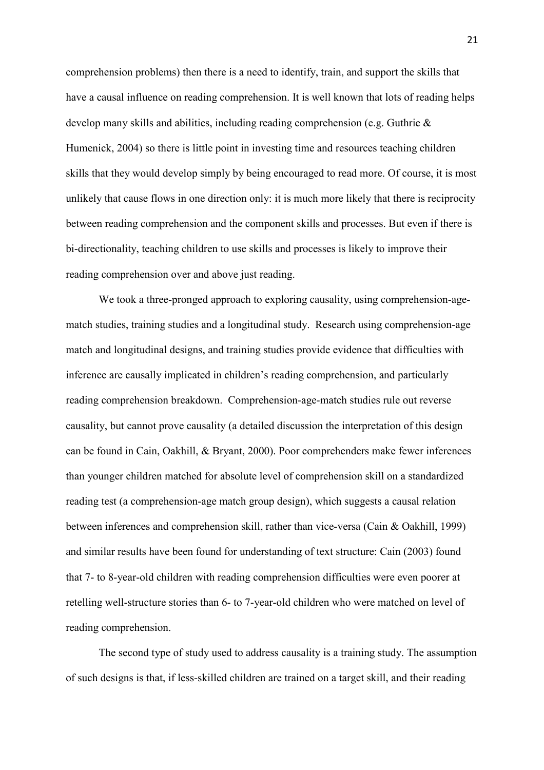comprehension problems) then there is a need to identify, train, and support the skills that have a causal influence on reading comprehension. It is well known that lots of reading helps develop many skills and abilities, including reading comprehension (e.g. Guthrie & Humenick, 2004) so there is little point in investing time and resources teaching children skills that they would develop simply by being encouraged to read more. Of course, it is most unlikely that cause flows in one direction only: it is much more likely that there is reciprocity between reading comprehension and the component skills and processes. But even if there is bi-directionality, teaching children to use skills and processes is likely to improve their reading comprehension over and above just reading.

We took a three-pronged approach to exploring causality, using comprehension-age-match studies, training studies and a longitudinal study. Research using comprehension-age match and longitudinal designs, and training studies provide evidence that difficulties with inference are causally implicated in children's reading comprehension, and particularly reading comprehension breakdown. Comprehension-age-match studies rule out reverse causality, but cannot prove causality (a detailed discussion the interpretation of this design can be found in Cain, Oakhill, & Bryant, 2000). Poor comprehenders make fewer inferences than younger children matched for absolute level of comprehension skill on a standardized reading test (a comprehension-age match group design), which suggests a causal relation between inferences and comprehension skill, rather than vice-versa (Cain & Oakhill, 1999) and similar results have been found for understanding of text structure: Cain (2003) found that 7- to 8-year-old children with reading comprehension difficulties were even poorer at retelling well-structure stories than 6- to 7-year-old children who were matched on level of reading comprehension.

The second type of study used to address causality is a training study. The assumption of such designs is that, if less-skilled children are trained on a target skill, and their reading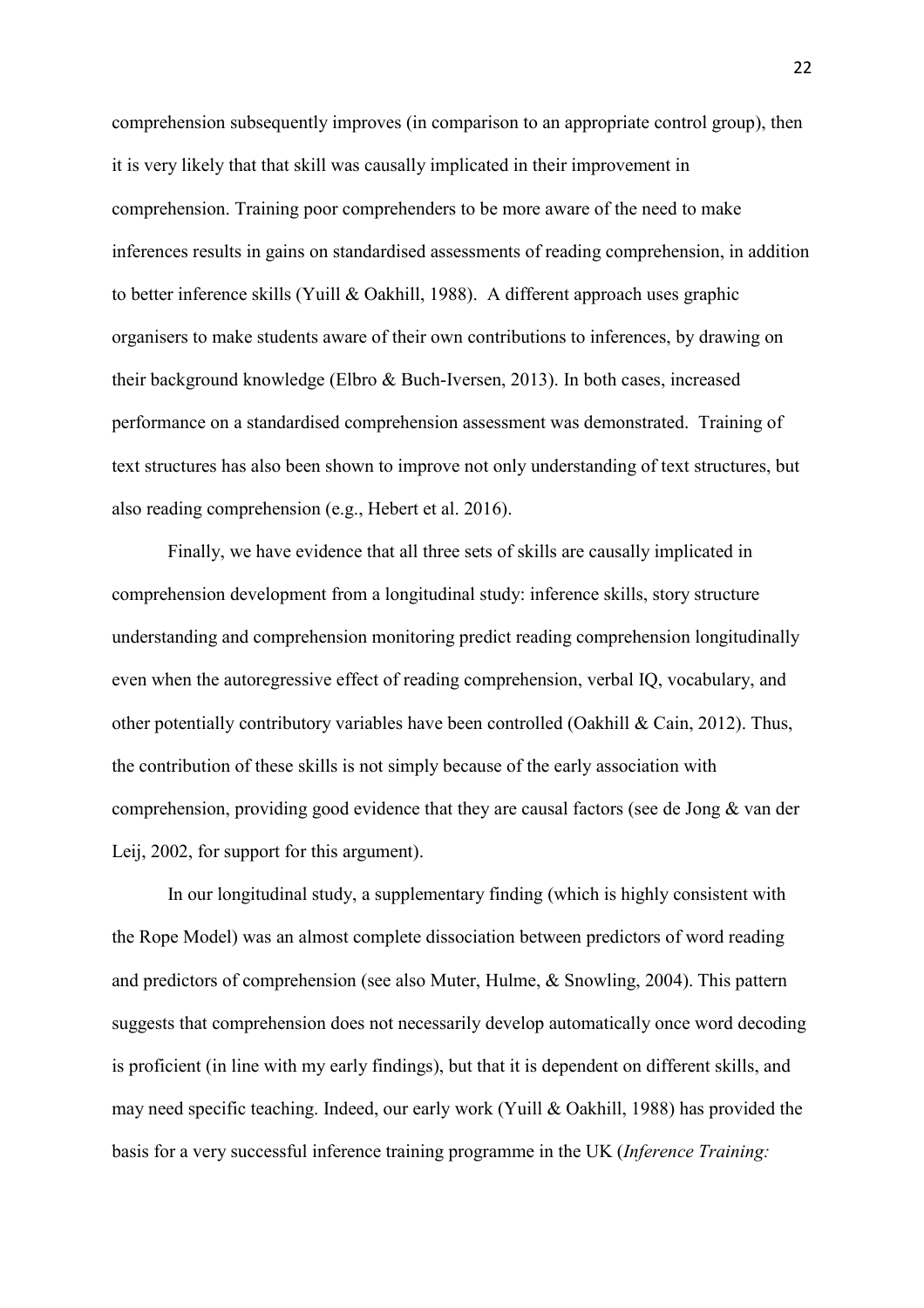comprehension subsequently improves (in comparison to an appropriate control group), then it is very likely that that skill was causally implicated in their improvement in comprehension. Training poor comprehenders to be more aware of the need to make inferences results in gains on standardised assessments of reading comprehension, in addition to better inference skills (Yuill & Oakhill, 1988). A different approach uses graphic organisers to make students aware of their own contributions to inferences, by drawing on their background knowledge (Elbro & Buch-Iversen, 2013). In both cases, increased performance on a standardised comprehension assessment was demonstrated. Training of text structures has also been shown to improve not only understanding of text structures, but also reading comprehension (e.g., Hebert et al. 2016).

Finally, we have evidence that all three sets of skills are causally implicated in comprehension development from a longitudinal study: inference skills, story structure understanding and comprehension monitoring predict reading comprehension longitudinally even when the autoregressive effect of reading comprehension, verbal IQ, vocabulary, and other potentially contributory variables have been controlled (Oakhill & Cain, 2012). Thus, the contribution of these skills is not simply because of the early association with comprehension, providing good evidence that they are causal factors (see de Jong & van der Leij, 2002, for support for this argument).

In our longitudinal study, a supplementary finding (which is highly consistent with the Rope Model) was an almost complete dissociation between predictors of word reading and predictors of comprehension (see also Muter, Hulme, & Snowling, 2004). This pattern suggests that comprehension does not necessarily develop automatically once word decoding is proficient (in line with my early findings), but that it is dependent on different skills, and may need specific teaching. Indeed, our early work (Yuill & Oakhill, 1988) has provided the basis for a very successful inference training programme in the UK (*Inference Training:*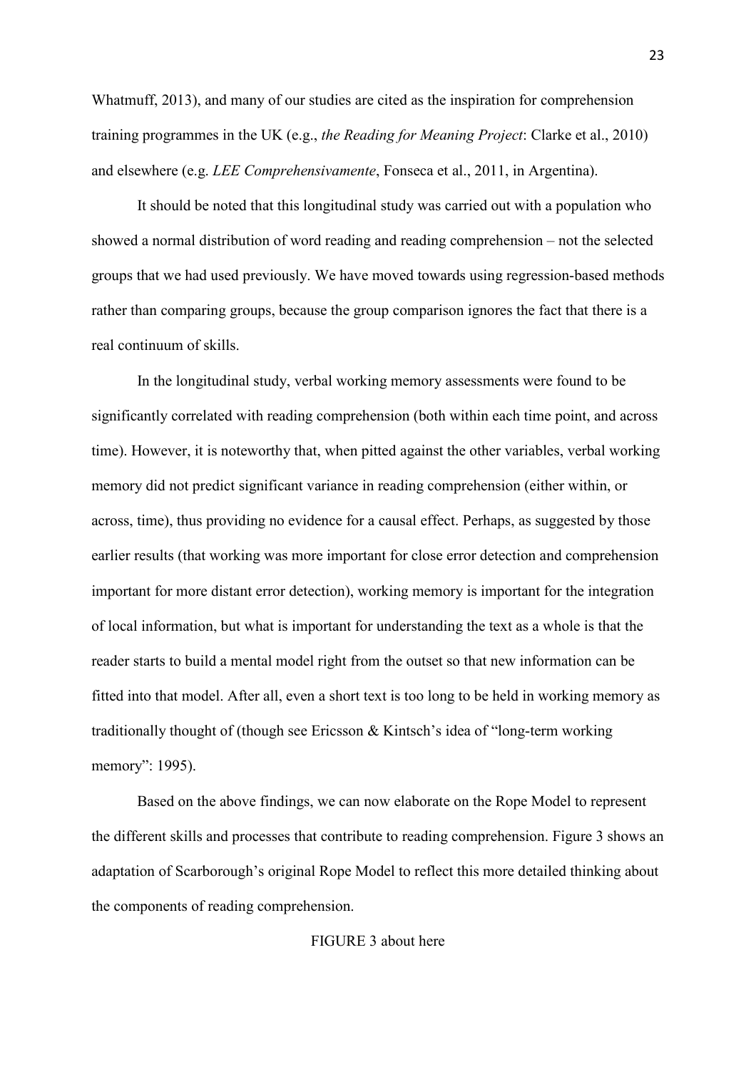Whatmuff, 2013), and many of our studies are cited as the inspiration for comprehension training programmes in the UK (e.g., *the Reading for Meaning Project*: Clarke et al., 2010) and elsewhere (e.g. *LEE Comprehensivamente*, Fonseca et al., 2011, in Argentina).

It should be noted that this longitudinal study was carried out with a population who showed a normal distribution of word reading and reading comprehension – not the selected groups that we had used previously. We have moved towards using regression-based methods rather than comparing groups, because the group comparison ignores the fact that there is a real continuum of skills.

In the longitudinal study, verbal working memory assessments were found to be significantly correlated with reading comprehension (both within each time point, and across time). However, it is noteworthy that, when pitted against the other variables, verbal working memory did not predict significant variance in reading comprehension (either within, or across, time), thus providing no evidence for a causal effect. Perhaps, as suggested by those earlier results (that working was more important for close error detection and comprehension important for more distant error detection), working memory is important for the integration of local information, but what is important for understanding the text as a whole is that the reader starts to build a mental model right from the outset so that new information can be fitted into that model. After all, even a short text is too long to be held in working memory as traditionally thought of (though see Ericsson & Kintsch's idea of "long-term working memory": 1995).

Based on the above findings, we can now elaborate on the Rope Model to represent the different skills and processes that contribute to reading comprehension. Figure 3 shows an adaptation of Scarborough's original Rope Model to reflect this more detailed thinking about the components of reading comprehension.

FIGURE 3 about here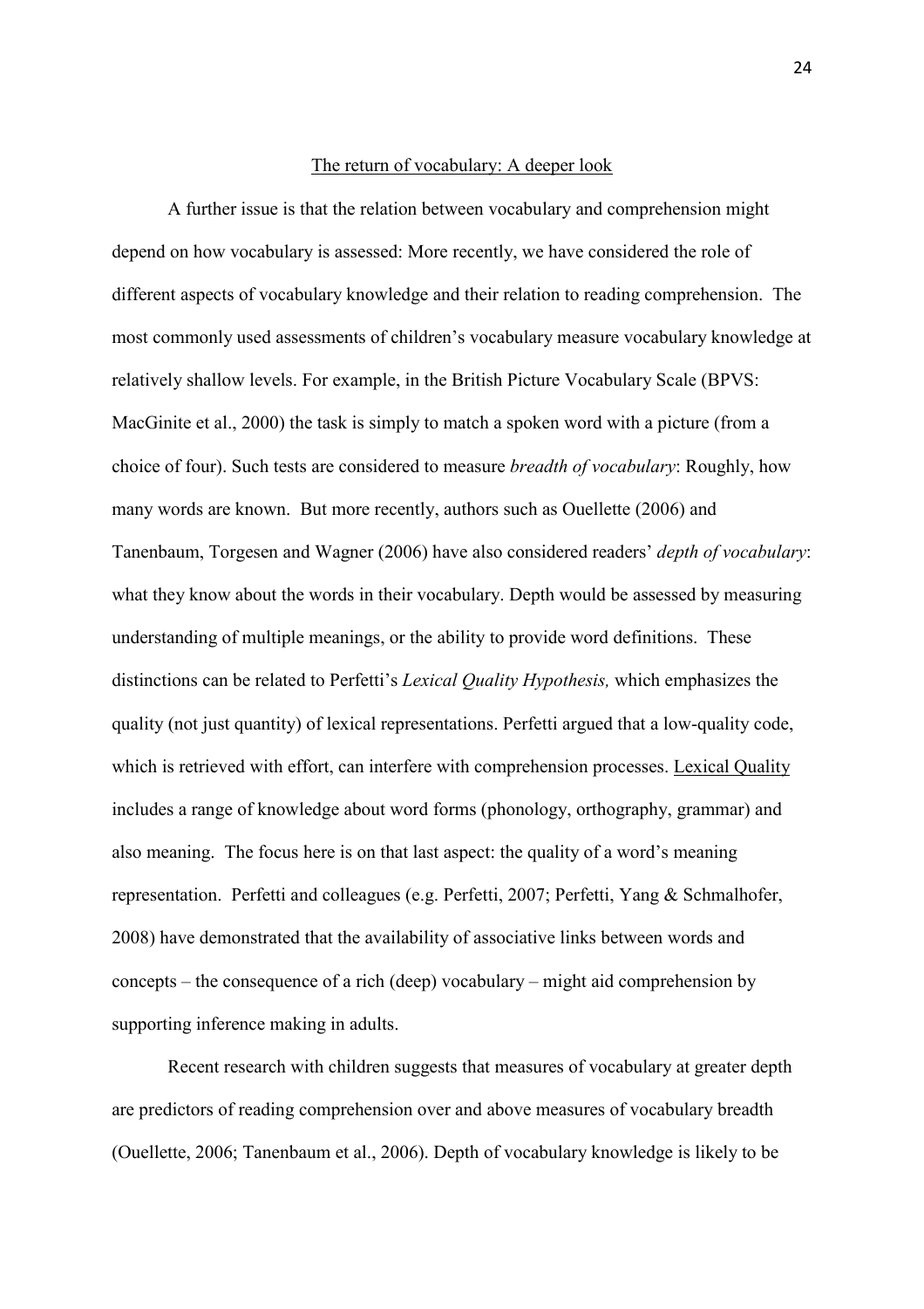## The return of vocabulary: A deeper look

A further issue is that the relation between vocabulary and comprehension might depend on how vocabulary is assessed: More recently, we have considered the role of different aspects of vocabulary knowledge and their relation to reading comprehension. The most commonly used assessments of children's vocabulary measure vocabulary knowledge at relatively shallow levels. For example, in the British Picture Vocabulary Scale (BPVS: MacGinite et al., 2000) the task is simply to match a spoken word with a picture (from a choice of four). Such tests are considered to measure *breadth of vocabulary*: Roughly, how many words are known. But more recently, authors such as Ouellette (2006) and Tanenbaum, Torgesen and Wagner (2006) have also considered readers' *depth of vocabulary*: what they know about the words in their vocabulary. Depth would be assessed by measuring understanding of multiple meanings, or the ability to provide word definitions. These distinctions can be related to Perfetti's *Lexical Quality Hypothesis,* which emphasizes the quality (not just quantity) of lexical representations. Perfetti argued that a low-quality code, which is retrieved with effort, can interfere with comprehension processes. Lexical Quality includes a range of knowledge about word forms (phonology, orthography, grammar) and also meaning. The focus here is on that last aspect: the quality of a word's meaning representation. Perfetti and colleagues (e.g. Perfetti, 2007; Perfetti, Yang & Schmalhofer, 2008) have demonstrated that the availability of associative links between words and concepts – the consequence of a rich (deep) vocabulary – might aid comprehension by supporting inference making in adults.

Recent research with children suggests that measures of vocabulary at greater depth are predictors of reading comprehension over and above measures of vocabulary breadth (Ouellette, 2006; Tanenbaum et al., 2006). Depth of vocabulary knowledge is likely to be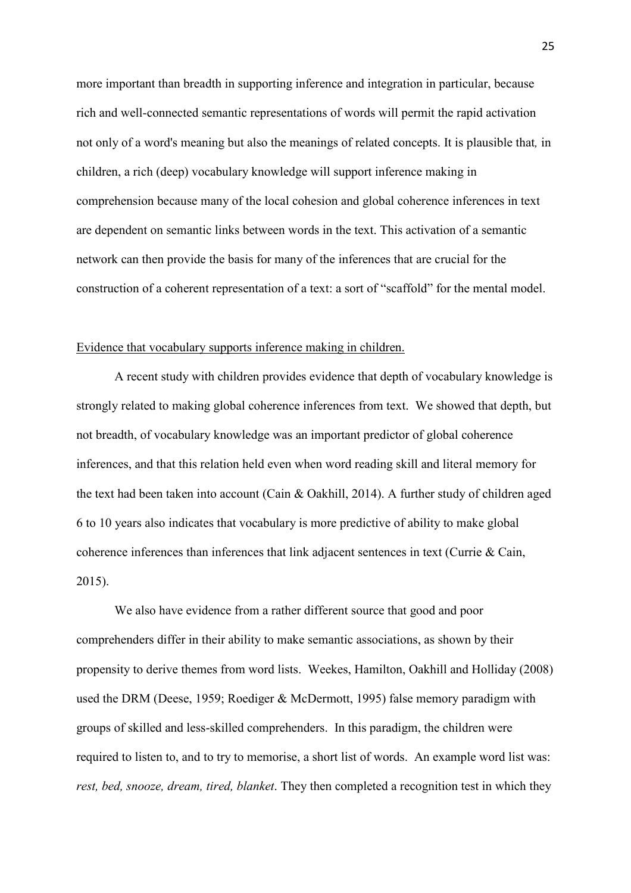more important than breadth in supporting inference and integration in particular, because rich and well-connected semantic representations of words will permit the rapid activation not only of a word's meaning but also the meanings of related concepts. It is plausible that*,* in children, a rich (deep) vocabulary knowledge will support inference making in comprehension because many of the local cohesion and global coherence inferences in text are dependent on semantic links between words in the text. This activation of a semantic network can then provide the basis for many of the inferences that are crucial for the construction of a coherent representation of a text: a sort of "scaffold" for the mental model.

<u>Evidence that vocabulary supports inference making in children.</u>

A recent study with children provides evidence that depth of vocabulary knowledge is strongly related to making global coherence inferences from text. We showed that depth, but not breadth, of vocabulary knowledge was an important predictor of global coherence inferences, and that this relation held even when word reading skill and literal memory for the text had been taken into account (Cain & Oakhill, 2014). A further study of children aged 6 to 10 years also indicates that vocabulary is more predictive of ability to make global coherence inferences than inferences that link adjacent sentences in text (Currie & Cain, 2015).

We also have evidence from a rather different source that good and poor comprehenders differ in their ability to make semantic associations, as shown by their propensity to derive themes from word lists. Weekes, Hamilton, Oakhill and Holliday (2008) used the DRM (Deese, 1959; Roediger & McDermott, 1995) false memory paradigm with groups of skilled and less-skilled comprehenders. In this paradigm, the children were required to listen to, and to try to memorise, a short list of words. An example word list was: *rest, bed, snooze, dream, tired, blanket*. They then completed a recognition test in which they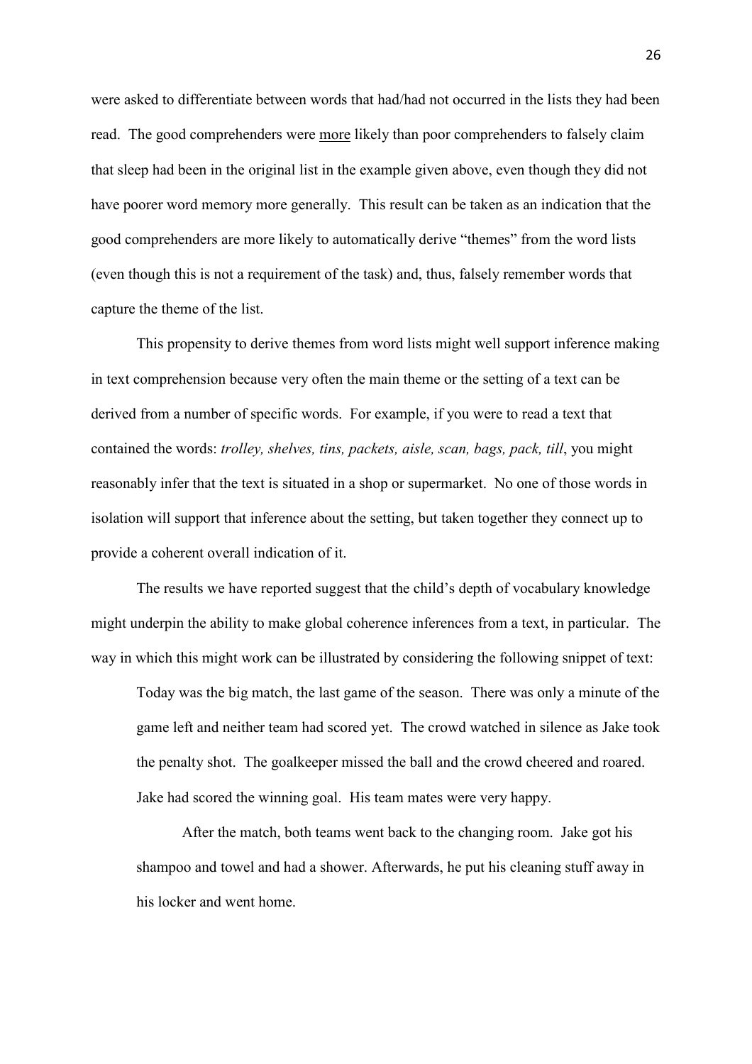were asked to differentiate between words that had/had not occurred in the lists they had been read. The good comprehenders were <u>more</u> likely than poor comprehenders to falsely claim that sleep had been in the original list in the example given above, even though they did not have poorer word memory more generally. This result can be taken as an indication that the good comprehenders are more likely to automatically derive "themes" from the word lists (even though this is not a requirement of the task) and, thus, falsely remember words that capture the theme of the list.

This propensity to derive themes from word lists might well support inference making in text comprehension because very often the main theme or the setting of a text can be derived from a number of specific words. For example, if you were to read a text that contained the words: *trolley, shelves, tins, packets, aisle, scan, bags, pack, till*, you might reasonably infer that the text is situated in a shop or supermarket. No one of those words in isolation will support that inference about the setting, but taken together they connect up to provide a coherent overall indication of it.

The results we have reported suggest that the child's depth of vocabulary knowledge might underpin the ability to make global coherence inferences from a text, in particular. The way in which this might work can be illustrated by considering the following snippet of text:

> Today was the big match, the last game of the season. There was only a minute of the game left and neither team had scored yet. The crowd watched in silence as Jake took the penalty shot. The goalkeeper missed the ball and the crowd cheered and roared. Jake had scored the winning goal. His team mates were very happy.
>
> After the match, both teams went back to the changing room. Jake got his shampoo and towel and had a shower. Afterwards, he put his cleaning stuff away in his locker and went home.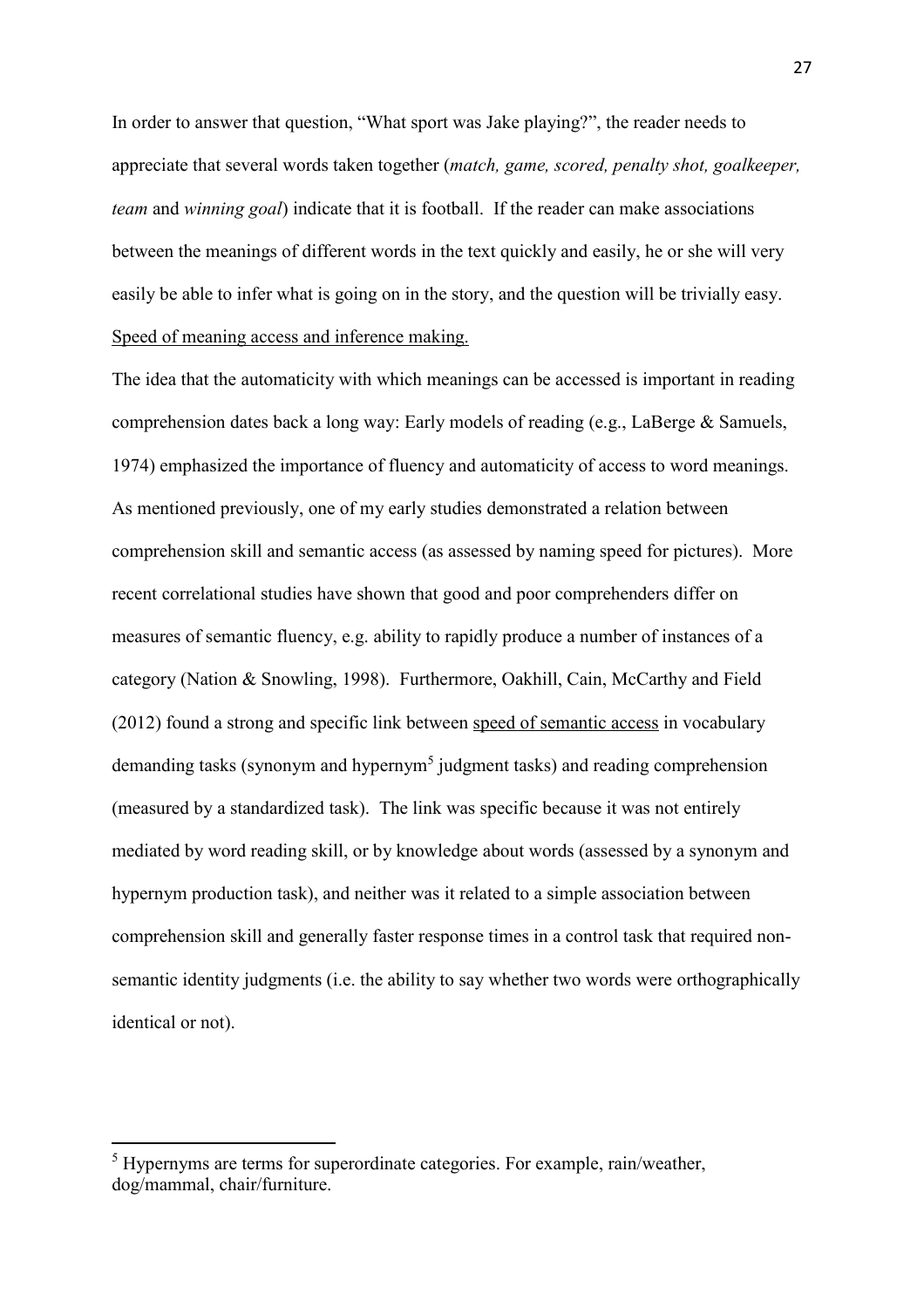In order to answer that question, "What sport was Jake playing?", the reader needs to appreciate that several words taken together (*match, game, scored, penalty shot, goalkeeper, team* and *winning goal*) indicate that it is football. If the reader can make associations between the meanings of different words in the text quickly and easily, he or she will very easily be able to infer what is going on in the story, and the question will be trivially easy.

<u>Speed of meaning access and inference making.</u>

The idea that the automaticity with which meanings can be accessed is important in reading comprehension dates back a long way: Early models of reading (e.g., LaBerge & Samuels, 1974) emphasized the importance of fluency and automaticity of access to word meanings. As mentioned previously, one of my early studies demonstrated a relation between comprehension skill and semantic access (as assessed by naming speed for pictures). More recent correlational studies have shown that good and poor comprehenders differ on measures of semantic fluency, e.g. ability to rapidly produce a number of instances of a category (Nation & Snowling, 1998). Furthermore, Oakhill, Cain, McCarthy and Field (2012) found a strong and specific link between <u>speed of semantic access</u> in vocabulary demanding tasks (synonym and hypernym[5] judgment tasks) and reading comprehension (measured by a standardized task). The link was specific because it was not entirely mediated by word reading skill, or by knowledge about words (assessed by a synonym and hypernym production task), and neither was it related to a simple association between comprehension skill and generally faster response times in a control task that required non-semantic identity judgments (i.e. the ability to say whether two words were orthographically identical or not).

[5] Hypernyms are terms for superordinate categories. For example, rain/weather, dog/mammal, chair/furniture.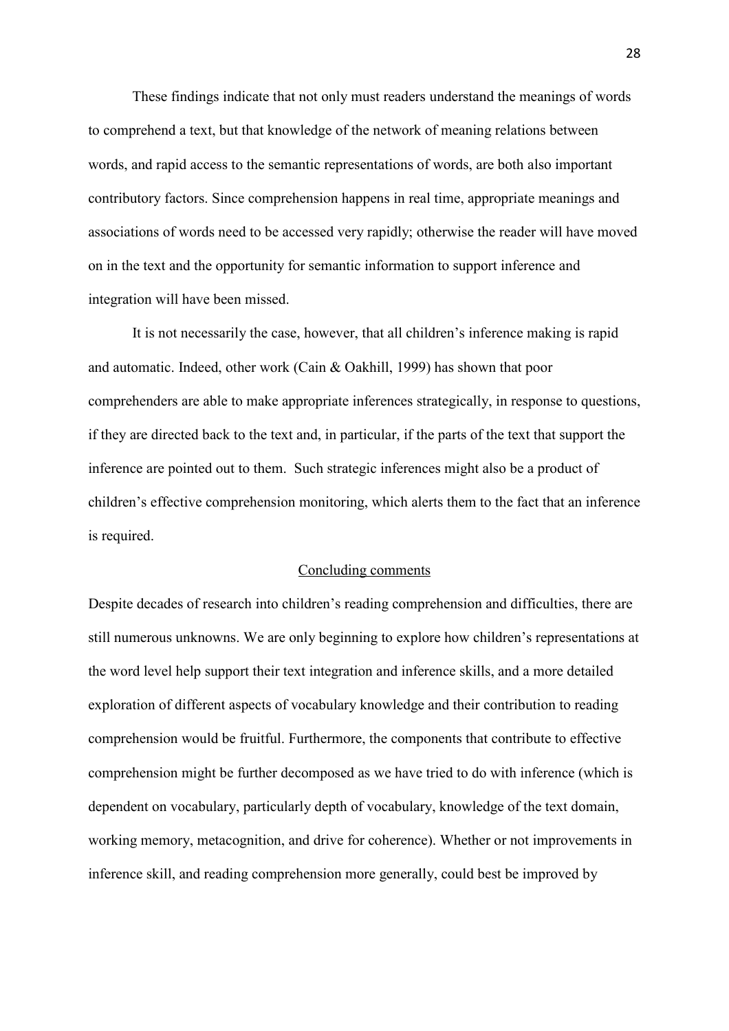These findings indicate that not only must readers understand the meanings of words to comprehend a text, but that knowledge of the network of meaning relations between words, and rapid access to the semantic representations of words, are both also important contributory factors. Since comprehension happens in real time, appropriate meanings and associations of words need to be accessed very rapidly; otherwise the reader will have moved on in the text and the opportunity for semantic information to support inference and integration will have been missed.

It is not necessarily the case, however, that all children's inference making is rapid and automatic. Indeed, other work (Cain & Oakhill, 1999) has shown that poor comprehenders are able to make appropriate inferences strategically, in response to questions, if they are directed back to the text and, in particular, if the parts of the text that support the inference are pointed out to them. Such strategic inferences might also be a product of children's effective comprehension monitoring, which alerts them to the fact that an inference is required.

## Concluding comments

Despite decades of research into children's reading comprehension and difficulties, there are still numerous unknowns. We are only beginning to explore how children's representations at the word level help support their text integration and inference skills, and a more detailed exploration of different aspects of vocabulary knowledge and their contribution to reading comprehension would be fruitful. Furthermore, the components that contribute to effective comprehension might be further decomposed as we have tried to do with inference (which is dependent on vocabulary, particularly depth of vocabulary, knowledge of the text domain, working memory, metacognition, and drive for coherence). Whether or not improvements in inference skill, and reading comprehension more generally, could best be improved by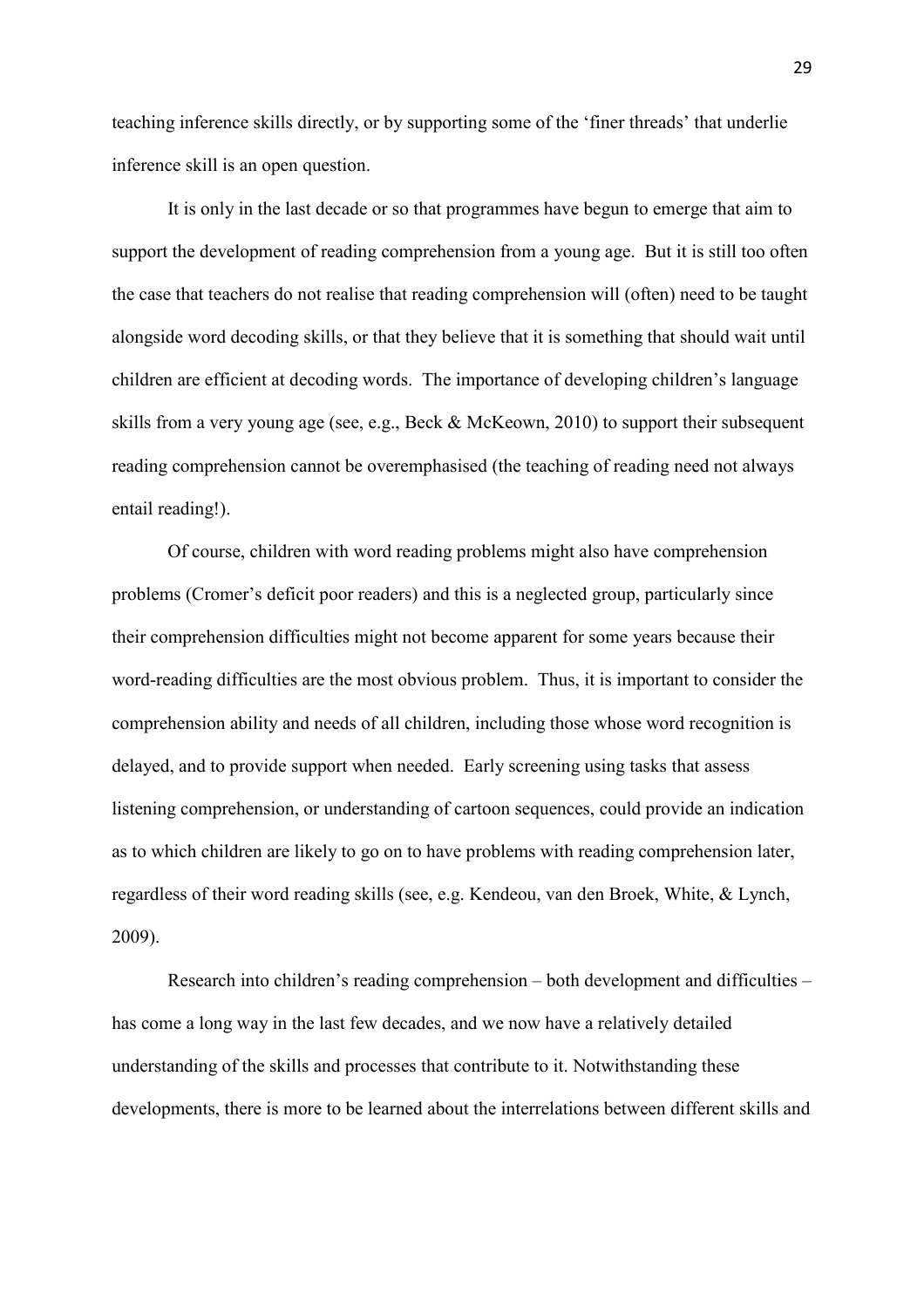teaching inference skills directly, or by supporting some of the 'finer threads' that underlie inference skill is an open question.

It is only in the last decade or so that programmes have begun to emerge that aim to support the development of reading comprehension from a young age. But it is still too often the case that teachers do not realise that reading comprehension will (often) need to be taught alongside word decoding skills, or that they believe that it is something that should wait until children are efficient at decoding words. The importance of developing children's language skills from a very young age (see, e.g., Beck & McKeown, 2010) to support their subsequent reading comprehension cannot be overemphasised (the teaching of reading need not always entail reading!).

Of course, children with word reading problems might also have comprehension problems (Cromer's deficit poor readers) and this is a neglected group, particularly since their comprehension difficulties might not become apparent for some years because their word-reading difficulties are the most obvious problem. Thus, it is important to consider the comprehension ability and needs of all children, including those whose word recognition is delayed, and to provide support when needed. Early screening using tasks that assess listening comprehension, or understanding of cartoon sequences, could provide an indication as to which children are likely to go on to have problems with reading comprehension later, regardless of their word reading skills (see, e.g. Kendeou, van den Broek, White, & Lynch, 2009).

Research into children's reading comprehension – both development and difficulties – has come a long way in the last few decades, and we now have a relatively detailed understanding of the skills and processes that contribute to it. Notwithstanding these developments, there is more to be learned about the interrelations between different skills and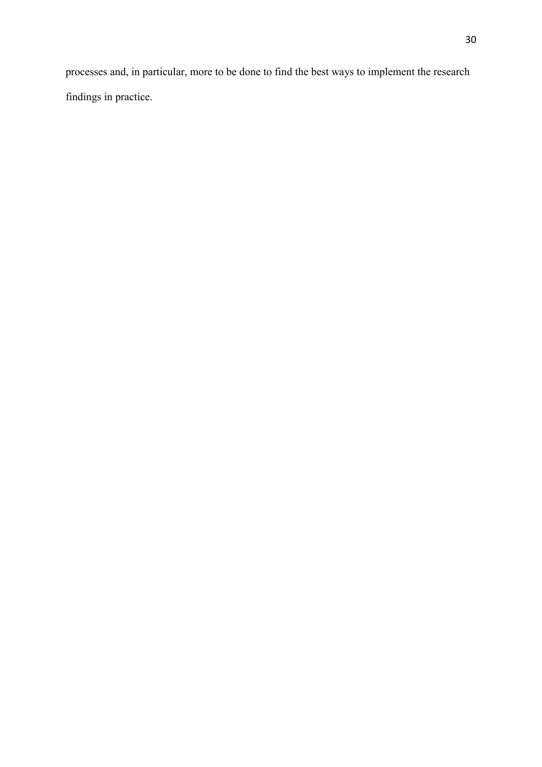processes and, in particular, more to be done to find the best ways to implement the research findings in practice.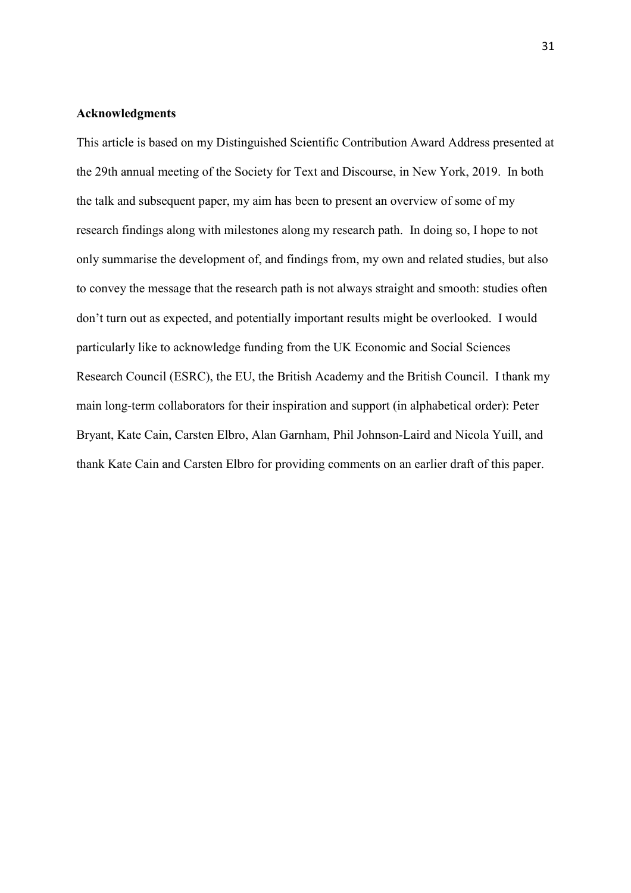**Acknowledgments**

This article is based on my Distinguished Scientific Contribution Award Address presented at the 29th annual meeting of the Society for Text and Discourse, in New York, 2019. In both the talk and subsequent paper, my aim has been to present an overview of some of my research findings along with milestones along my research path. In doing so, I hope to not only summarise the development of, and findings from, my own and related studies, but also to convey the message that the research path is not always straight and smooth: studies often don't turn out as expected, and potentially important results might be overlooked. I would particularly like to acknowledge funding from the UK Economic and Social Sciences Research Council (ESRC), the EU, the British Academy and the British Council. I thank my main long-term collaborators for their inspiration and support (in alphabetical order): Peter Bryant, Kate Cain, Carsten Elbro, Alan Garnham, Phil Johnson-Laird and Nicola Yuill, and thank Kate Cain and Carsten Elbro for providing comments on an earlier draft of this paper.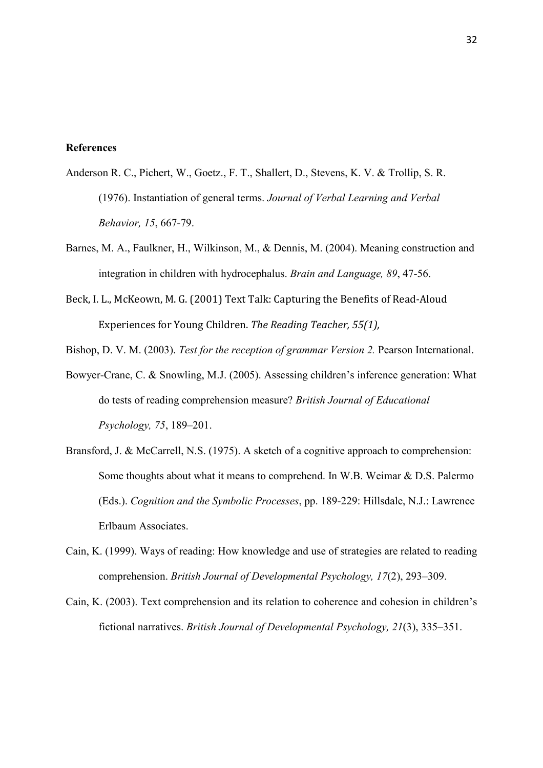**References**

Anderson R. C., Pichert, W., Goetz., F. T., Shallert, D., Stevens, K. V. & Trollip, S. R. (1976). Instantiation of general terms. *Journal of Verbal Learning and Verbal Behavior, 15*, 667-79.

Barnes, M. A., Faulkner, H., Wilkinson, M., & Dennis, M. (2004). Meaning construction and integration in children with hydrocephalus. *Brain and Language, 89*, 47-56.

Beck, I. L., McKeown, M. G. (2001) Text Talk: Capturing the Benefits of Read-Aloud Experiences for Young Children. *The Reading Teacher, 55(1),*

Bishop, D. V. M. (2003). *Test for the reception of grammar Version 2.* Pearson International.

Bowyer-Crane, C. & Snowling, M.J. (2005). Assessing children's inference generation: What do tests of reading comprehension measure? *British Journal of Educational Psychology, 75*, 189–201.

Bransford, J. & McCarrell, N.S. (1975). A sketch of a cognitive approach to comprehension: Some thoughts about what it means to comprehend. In W.B. Weimar & D.S. Palermo (Eds.). *Cognition and the Symbolic Processes*, pp. 189-229: Hillsdale, N.J.: Lawrence Erlbaum Associates.

Cain, K. (1999). Ways of reading: How knowledge and use of strategies are related to reading comprehension. *British Journal of Developmental Psychology, 17*(2), 293–309.

Cain, K. (2003). Text comprehension and its relation to coherence and cohesion in children's fictional narratives. *British Journal of Developmental Psychology, 21*(3), 335–351.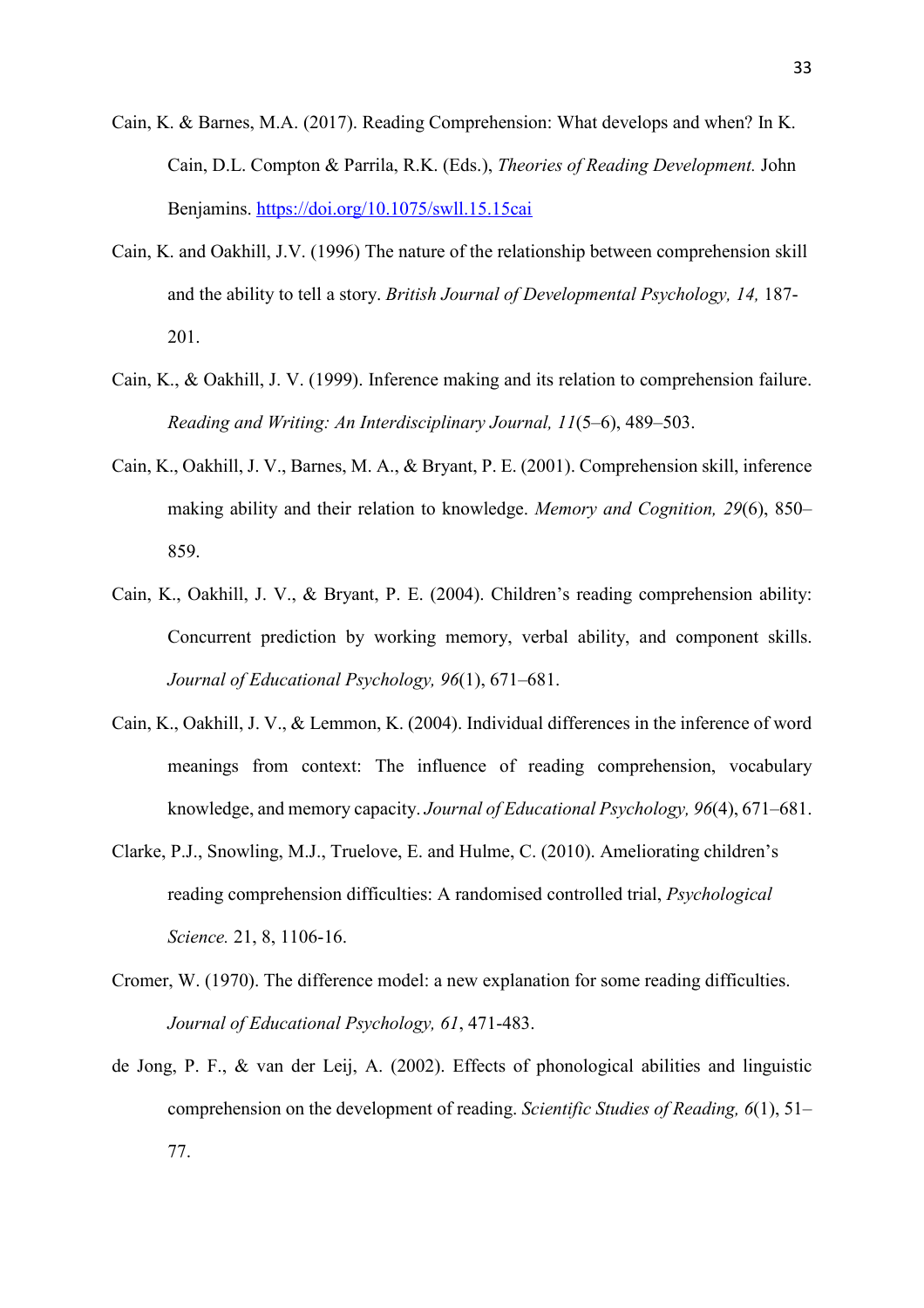Cain, K. & Barnes, M.A. (2017). Reading Comprehension: What develops and when? In K. Cain, D.L. Compton & Parrila, R.K. (Eds.), *Theories of Reading Development.* John Benjamins. https://doi.org/10.1075/swll.15.15cai

Cain, K. and Oakhill, J.V. (1996) The nature of the relationship between comprehension skill and the ability to tell a story. *British Journal of Developmental Psychology, 14,* 187-201.

Cain, K., & Oakhill, J. V. (1999). Inference making and its relation to comprehension failure. *Reading and Writing: An Interdisciplinary Journal, 11*(5–6), 489–503.

Cain, K., Oakhill, J. V., Barnes, M. A., & Bryant, P. E. (2001). Comprehension skill, inference making ability and their relation to knowledge. *Memory and Cognition, 29*(6), 850–859.

Cain, K., Oakhill, J. V., & Bryant, P. E. (2004). Children's reading comprehension ability: Concurrent prediction by working memory, verbal ability, and component skills. *Journal of Educational Psychology, 96*(1), 671–681.

Cain, K., Oakhill, J. V., & Lemmon, K. (2004). Individual differences in the inference of word meanings from context: The influence of reading comprehension, vocabulary knowledge, and memory capacity. *Journal of Educational Psychology, 96*(4), 671–681.

Clarke, P.J., Snowling, M.J., Truelove, E. and Hulme, C. (2010). Ameliorating children's reading comprehension difficulties: A randomised controlled trial, *Psychological Science.* 21, 8, 1106-16.

Cromer, W. (1970). The difference model: a new explanation for some reading difficulties. *Journal of Educational Psychology, 61*, 471-483.

de Jong, P. F., & van der Leij, A. (2002). Effects of phonological abilities and linguistic comprehension on the development of reading. *Scientific Studies of Reading, 6*(1), 51–77.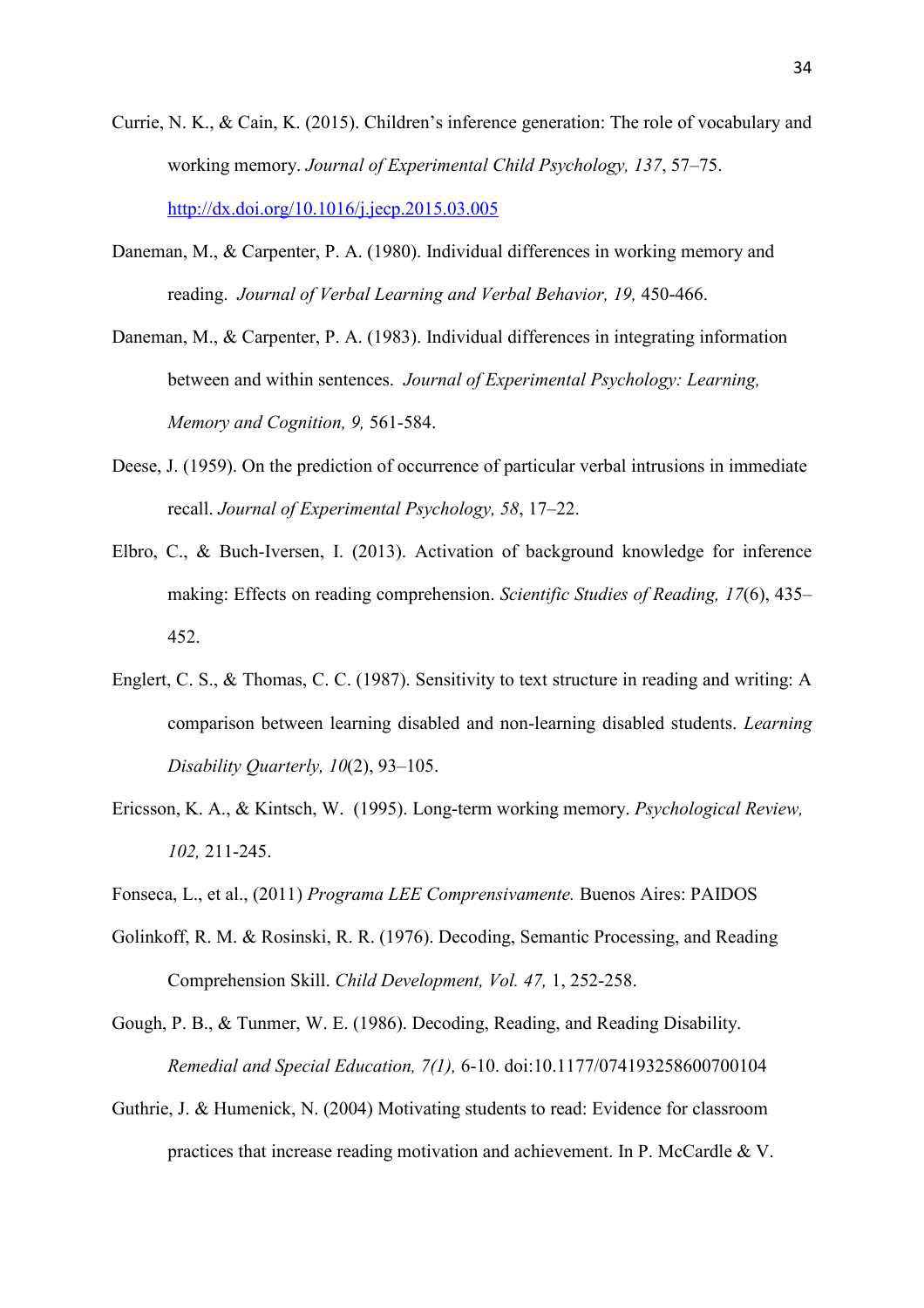Currie, N. K., & Cain, K. (2015). Children's inference generation: The role of vocabulary and working memory. *Journal of Experimental Child Psychology, 137*, 57–75. http://dx.doi.org/10.1016/j.jecp.2015.03.005

Daneman, M., & Carpenter, P. A. (1980). Individual differences in working memory and reading. *Journal of Verbal Learning and Verbal Behavior, 19,* 450-466.

Daneman, M., & Carpenter, P. A. (1983). Individual differences in integrating information between and within sentences. *Journal of Experimental Psychology: Learning, Memory and Cognition, 9,* 561-584.

Deese, J. (1959). On the prediction of occurrence of particular verbal intrusions in immediate recall. *Journal of Experimental Psychology, 58*, 17–22.

Elbro, C., & Buch-Iversen, I. (2013). Activation of background knowledge for inference making: Effects on reading comprehension. *Scientific Studies of Reading, 17*(6), 435–452.

Englert, C. S., & Thomas, C. C. (1987). Sensitivity to text structure in reading and writing: A comparison between learning disabled and non-learning disabled students. *Learning Disability Quarterly, 10*(2), 93–105.

Ericsson, K. A., & Kintsch, W. (1995). Long-term working memory. *Psychological Review, 102,* 211-245.

Fonseca, L., et al., (2011) *Programa LEE Comprensivamente.* Buenos Aires: PAIDOS

Golinkoff, R. M. & Rosinski, R. R. (1976). Decoding, Semantic Processing, and Reading Comprehension Skill. *Child Development, Vol. 47,* 1, 252-258.

Gough, P. B., & Tunmer, W. E. (1986). Decoding, Reading, and Reading Disability. *Remedial and Special Education, 7(1),* 6-10. doi:10.1177/074193258600700104

Guthrie, J. & Humenick, N. (2004) Motivating students to read: Evidence for classroom practices that increase reading motivation and achievement. In P. McCardle & V.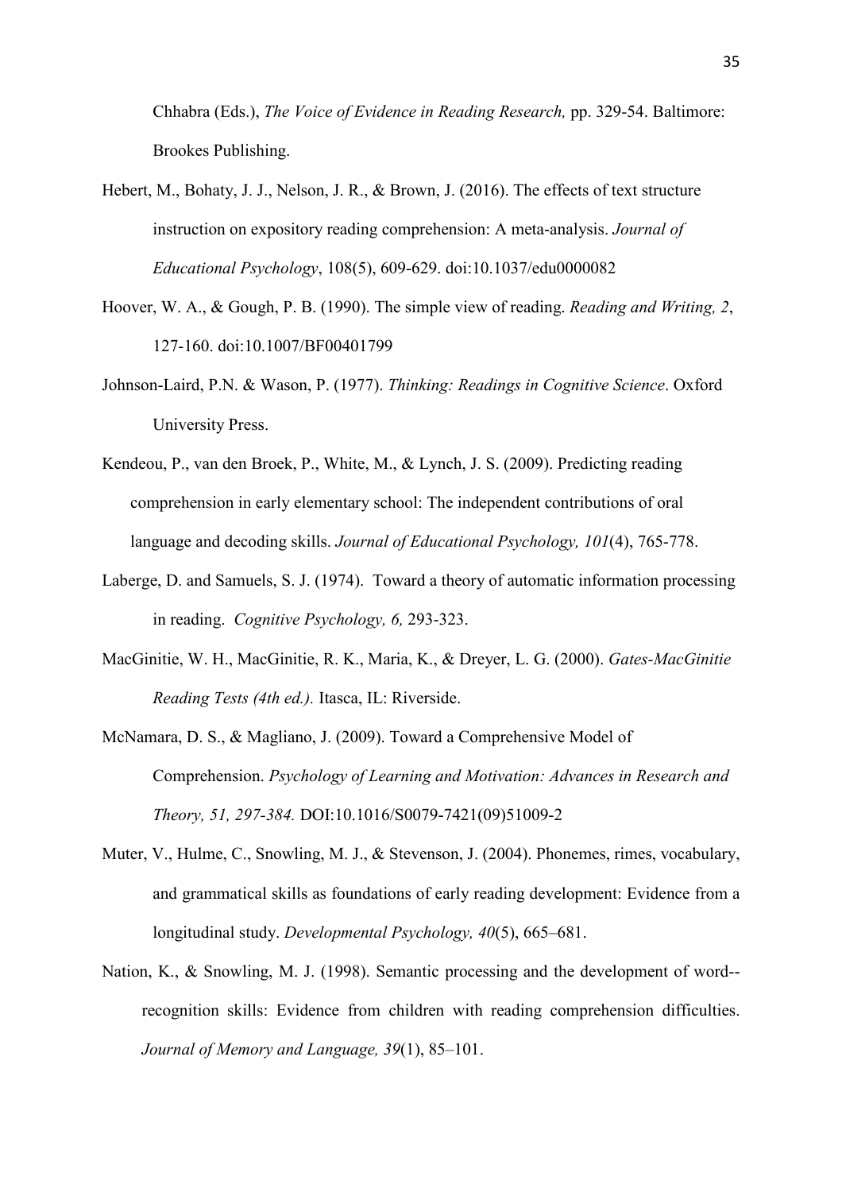Chhabra (Eds.), *The Voice of Evidence in Reading Research,* pp. 329-54. Baltimore: Brookes Publishing.

Hebert, M., Bohaty, J. J., Nelson, J. R., & Brown, J. (2016). The effects of text structure instruction on expository reading comprehension: A meta-analysis. *Journal of Educational Psychology*, 108(5), 609-629. doi:10.1037/edu0000082

Hoover, W. A., & Gough, P. B. (1990). The simple view of reading. *Reading and Writing, 2*, 127-160. doi:10.1007/BF00401799

Johnson-Laird, P.N. & Wason, P. (1977). *Thinking: Readings in Cognitive Science*. Oxford University Press.

Kendeou, P., van den Broek, P., White, M., & Lynch, J. S. (2009). Predicting reading comprehension in early elementary school: The independent contributions of oral language and decoding skills. *Journal of Educational Psychology, 101*(4), 765-778.

Laberge, D. and Samuels, S. J. (1974). Toward a theory of automatic information processing in reading. *Cognitive Psychology, 6,* 293-323.

MacGinitie, W. H., MacGinitie, R. K., Maria, K., & Dreyer, L. G. (2000). *Gates-MacGinitie Reading Tests (4th ed.).* Itasca, IL: Riverside.

McNamara, D. S., & Magliano, J. (2009). Toward a Comprehensive Model of Comprehension. *Psychology of Learning and Motivation: Advances in Research and Theory, 51, 297-384.* DOI:10.1016/S0079-7421(09)51009-2

Muter, V., Hulme, C., Snowling, M. J., & Stevenson, J. (2004). Phonemes, rimes, vocabulary, and grammatical skills as foundations of early reading development: Evidence from a longitudinal study. *Developmental Psychology, 40*(5), 665–681.

Nation, K., & Snowling, M. J. (1998). Semantic processing and the development of word--recognition skills: Evidence from children with reading comprehension difficulties. *Journal of Memory and Language, 39*(1), 85–101.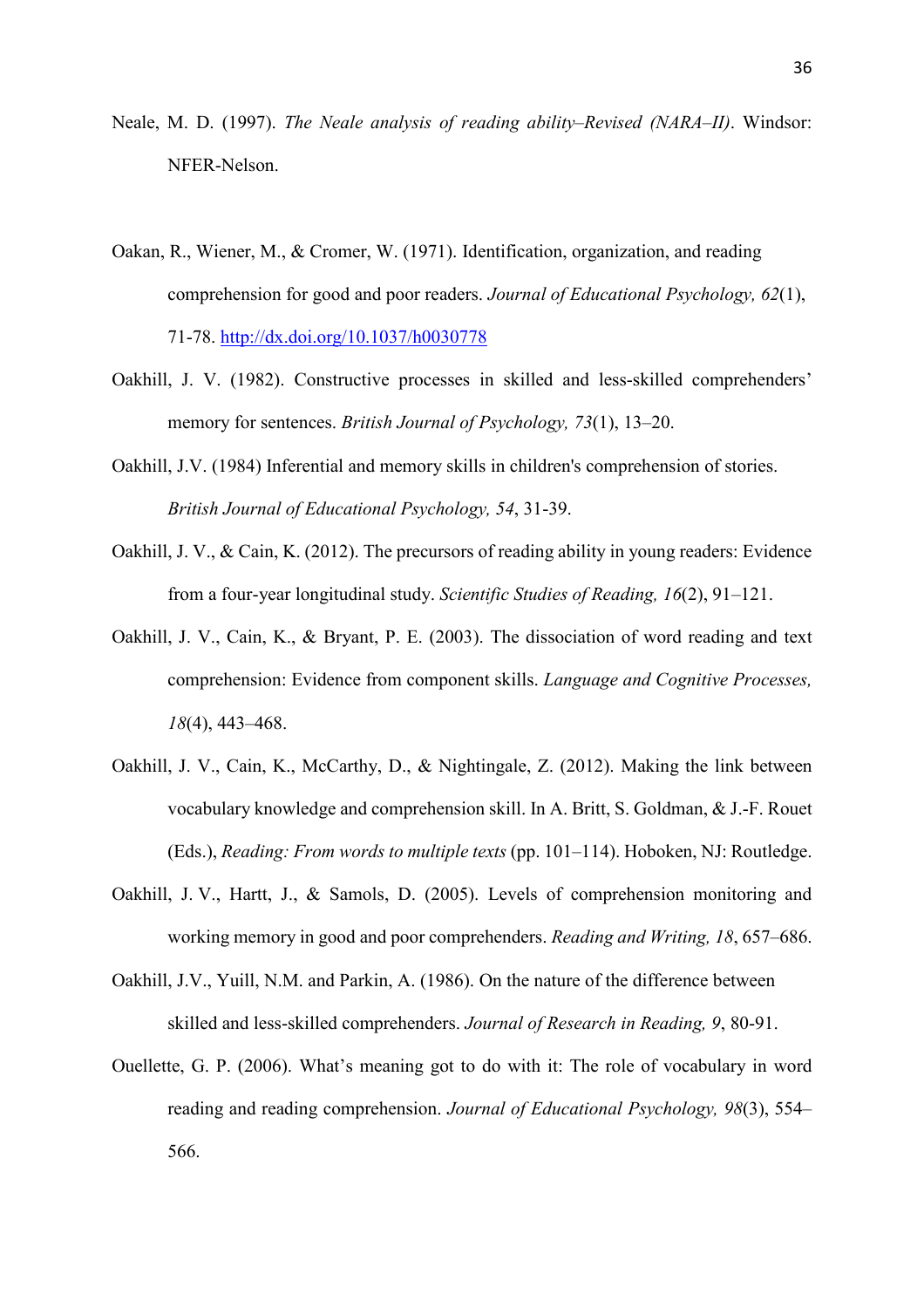Neale, M. D. (1997). *The Neale analysis of reading ability–Revised (NARA–II)*. Windsor: NFER-Nelson.

Oakan, R., Wiener, M., & Cromer, W. (1971). Identification, organization, and reading comprehension for good and poor readers. *Journal of Educational Psychology, 62*(1), 71-78. http://dx.doi.org/10.1037/h0030778

Oakhill, J. V. (1982). Constructive processes in skilled and less-skilled comprehenders' memory for sentences. *British Journal of Psychology, 73*(1), 13–20.

Oakhill, J.V. (1984) Inferential and memory skills in children's comprehension of stories. *British Journal of Educational Psychology, 54*, 31-39.

Oakhill, J. V., & Cain, K. (2012). The precursors of reading ability in young readers: Evidence from a four-year longitudinal study. *Scientific Studies of Reading, 16*(2), 91–121.

Oakhill, J. V., Cain, K., & Bryant, P. E. (2003). The dissociation of word reading and text comprehension: Evidence from component skills. *Language and Cognitive Processes, 18*(4), 443–468.

Oakhill, J. V., Cain, K., McCarthy, D., & Nightingale, Z. (2012). Making the link between vocabulary knowledge and comprehension skill. In A. Britt, S. Goldman, & J.-F. Rouet (Eds.), *Reading: From words to multiple texts* (pp. 101–114). Hoboken, NJ: Routledge.

Oakhill, J. V., Hartt, J., & Samols, D. (2005). Levels of comprehension monitoring and working memory in good and poor comprehenders. *Reading and Writing, 18*, 657–686.

Oakhill, J.V., Yuill, N.M. and Parkin, A. (1986). On the nature of the difference between skilled and less-skilled comprehenders. *Journal of Research in Reading, 9*, 80-91.

Ouellette, G. P. (2006). What's meaning got to do with it: The role of vocabulary in word reading and reading comprehension. *Journal of Educational Psychology, 98*(3), 554–566.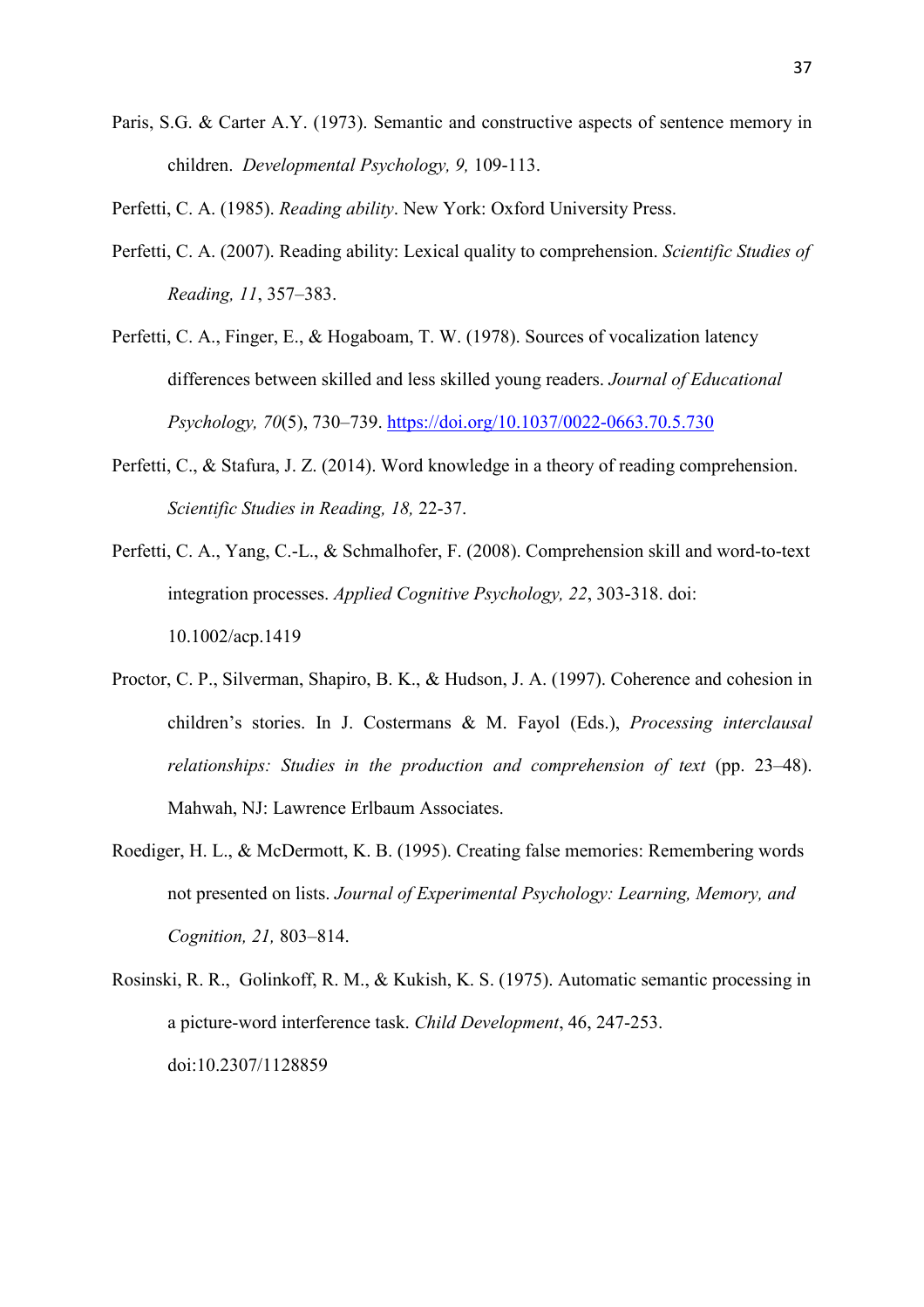Paris, S.G. & Carter A.Y. (1973). Semantic and constructive aspects of sentence memory in children. *Developmental Psychology, 9,* 109-113.

Perfetti, C. A. (1985). *Reading ability*. New York: Oxford University Press.

Perfetti, C. A. (2007). Reading ability: Lexical quality to comprehension. *Scientific Studies of Reading, 11*, 357–383.

Perfetti, C. A., Finger, E., & Hogaboam, T. W. (1978). Sources of vocalization latency differences between skilled and less skilled young readers. *Journal of Educational Psychology, 70*(5), 730–739. https://doi.org/10.1037/0022-0663.70.5.730

Perfetti, C., & Stafura, J. Z. (2014). Word knowledge in a theory of reading comprehension. *Scientific Studies in Reading, 18,* 22-37.

Perfetti, C. A., Yang, C.-L., & Schmalhofer, F. (2008). Comprehension skill and word-to-text integration processes. *Applied Cognitive Psychology, 22*, 303-318. doi: 10.1002/acp.1419

Proctor, C. P., Silverman, Shapiro, B. K., & Hudson, J. A. (1997). Coherence and cohesion in children's stories. In J. Costermans & M. Fayol (Eds.), *Processing interclausal relationships: Studies in the production and comprehension of text* (pp. 23–48). Mahwah, NJ: Lawrence Erlbaum Associates.

Roediger, H. L., & McDermott, K. B. (1995). Creating false memories: Remembering words not presented on lists. *Journal of Experimental Psychology: Learning, Memory, and Cognition, 21,* 803–814.

Rosinski, R. R., Golinkoff, R. M., & Kukish, K. S. (1975). Automatic semantic processing in a picture-word interference task. *Child Development*, 46, 247-253. doi:10.2307/1128859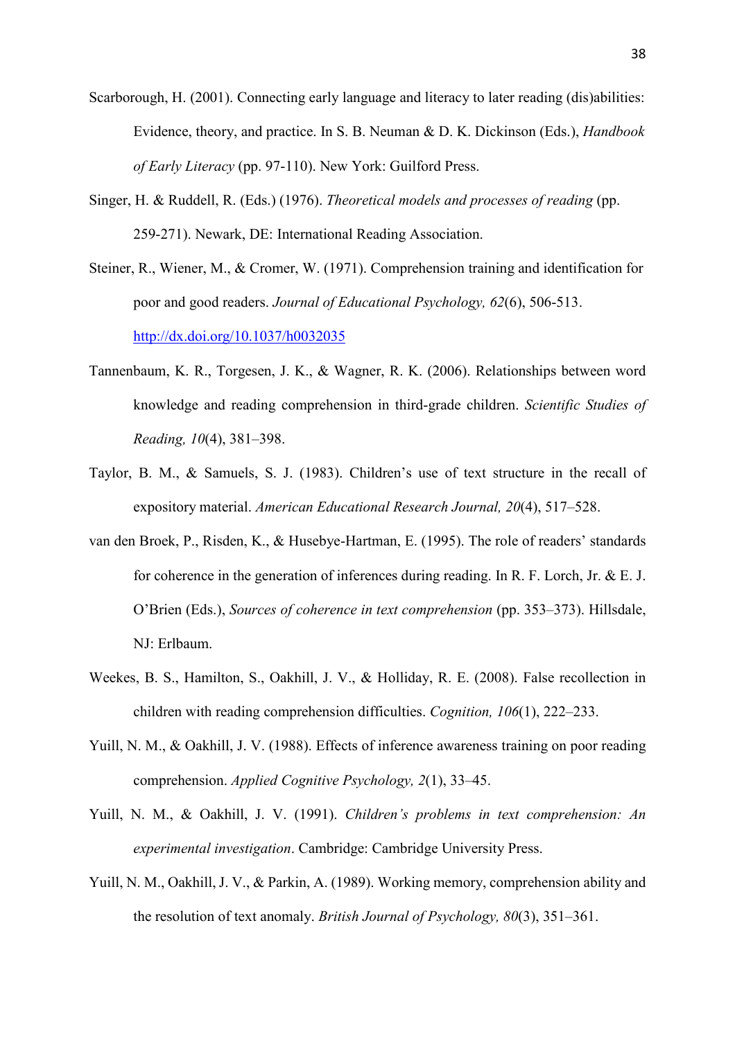Scarborough, H. (2001). Connecting early language and literacy to later reading (dis)abilities: Evidence, theory, and practice. In S. B. Neuman & D. K. Dickinson (Eds.), *Handbook of Early Literacy* (pp. 97-110). New York: Guilford Press.

Singer, H. & Ruddell, R. (Eds.) (1976). *Theoretical models and processes of reading* (pp. 259-271). Newark, DE: International Reading Association.

Steiner, R., Wiener, M., & Cromer, W. (1971). Comprehension training and identification for poor and good readers. *Journal of Educational Psychology, 62*(6), 506-513. http://dx.doi.org/10.1037/h0032035

Tannenbaum, K. R., Torgesen, J. K., & Wagner, R. K. (2006). Relationships between word knowledge and reading comprehension in third-grade children. *Scientific Studies of Reading, 10*(4), 381–398.

Taylor, B. M., & Samuels, S. J. (1983). Children's use of text structure in the recall of expository material. *American Educational Research Journal, 20*(4), 517–528.

van den Broek, P., Risden, K., & Husebye-Hartman, E. (1995). The role of readers' standards for coherence in the generation of inferences during reading. In R. F. Lorch, Jr. & E. J. O'Brien (Eds.), *Sources of coherence in text comprehension* (pp. 353–373). Hillsdale, NJ: Erlbaum.

Weekes, B. S., Hamilton, S., Oakhill, J. V., & Holliday, R. E. (2008). False recollection in children with reading comprehension difficulties. *Cognition, 106*(1), 222–233.

Yuill, N. M., & Oakhill, J. V. (1988). Effects of inference awareness training on poor reading comprehension. *Applied Cognitive Psychology, 2*(1), 33–45.

Yuill, N. M., & Oakhill, J. V. (1991). *Children's problems in text comprehension: An experimental investigation*. Cambridge: Cambridge University Press.

Yuill, N. M., Oakhill, J. V., & Parkin, A. (1989). Working memory, comprehension ability and the resolution of text anomaly. *British Journal of Psychology, 80*(3), 351–361.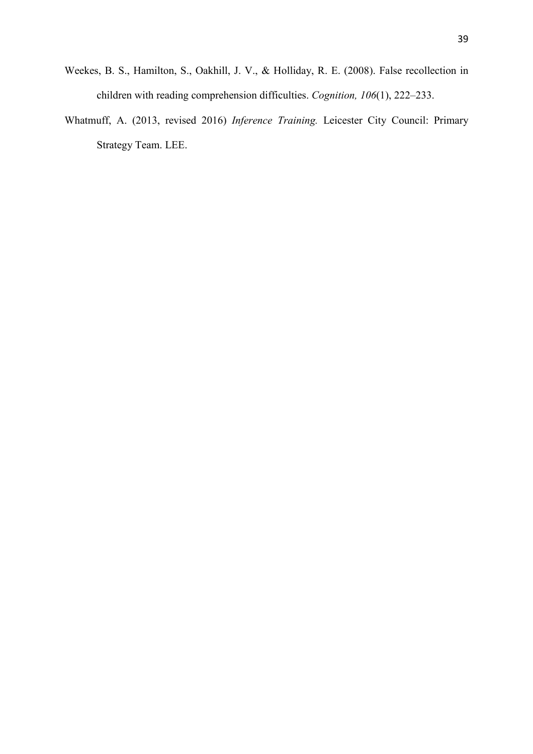Weekes, B. S., Hamilton, S., Oakhill, J. V., & Holliday, R. E. (2008). False recollection in children with reading comprehension difficulties. *Cognition, 106*(1), 222–233.

Whatmuff, A. (2013, revised 2016) *Inference Training.* Leicester City Council: Primary Strategy Team. LEE.